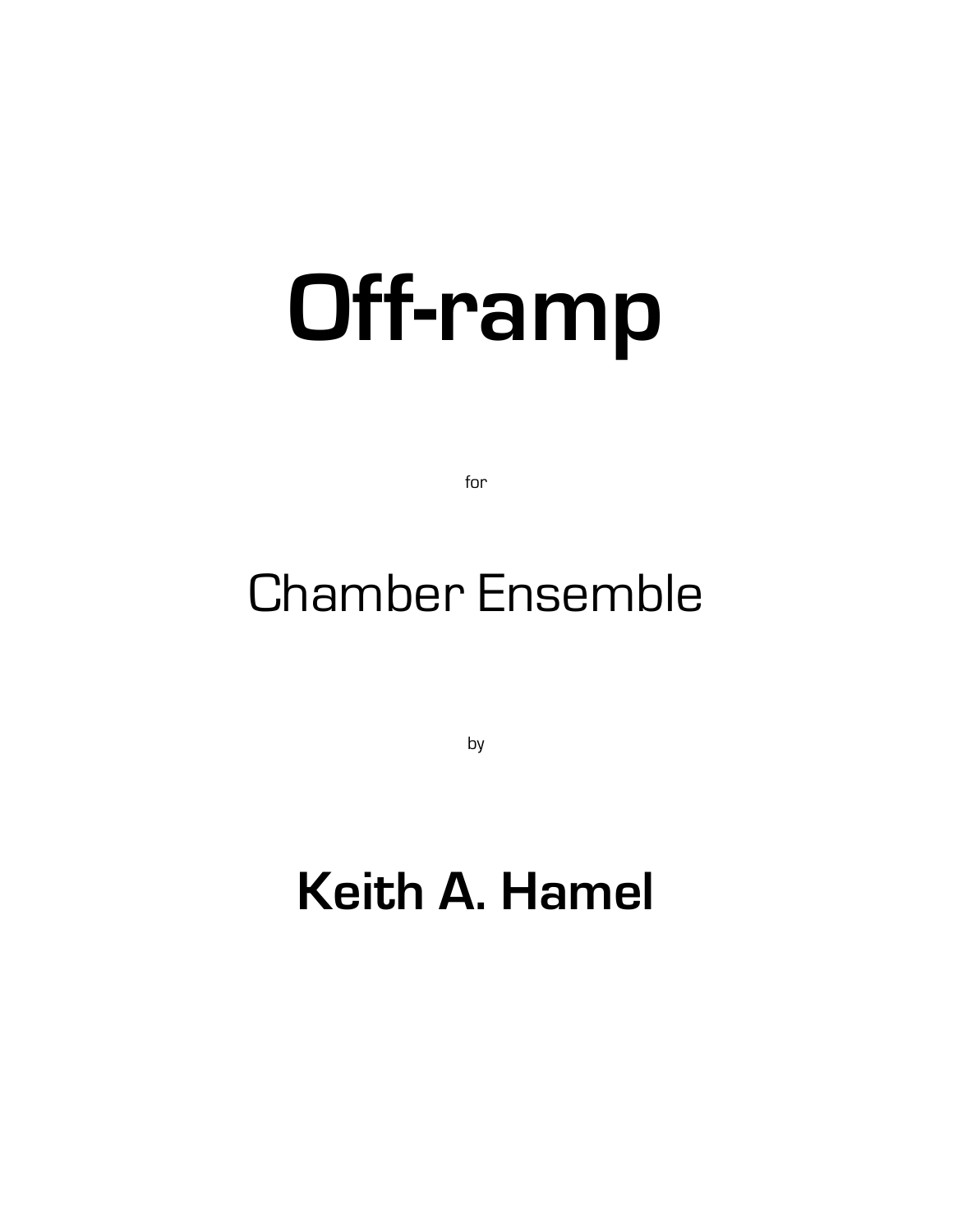# Off-ramp

for

## Chamber Ensemble

by

## **Keith A. Hamel**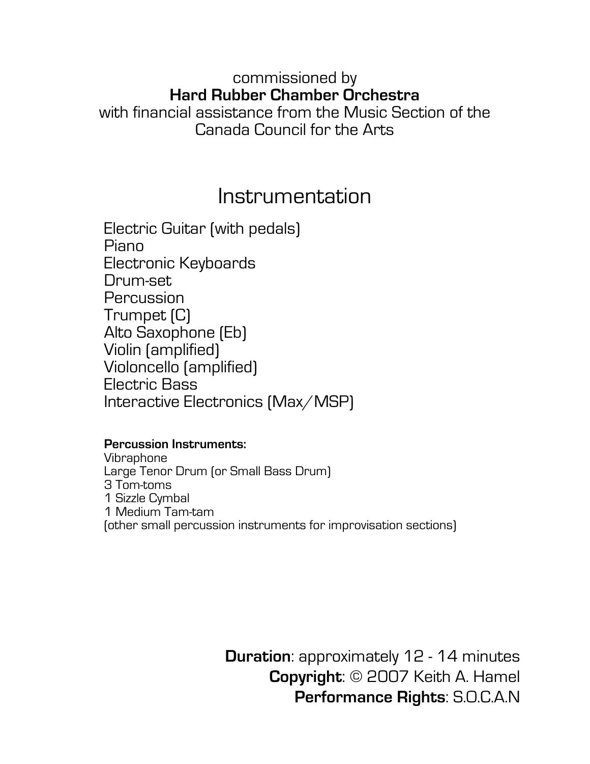commissioned by

**Hard Rubber Chamber Orchestra**

with financial assistance from the Music Section of the Canada Council for the Arts

# Instrumentation

Electric Guitar (with pedals)
Piano
Electronic Keyboards
Drum-set
Percussion
Trumpet (C)
Alto Saxophone (Eb)
Violin (amplified)
Violoncello (amplified)
Electric Bass
Interactive Electronics (Max/MSP)

**Percussion Instruments:**

Vibraphone
Large Tenor Drum (or Small Bass Drum)
3 Tom-toms
1 Sizzle Cymbal
1 Medium Tam-tam
(other small percussion instruments for improvisation sections)

**Duration**: approximately 12 - 14 minutes
**Copyright**: © 2007 Keith A. Hamel
**Performance Rights**: S.O.C.A.N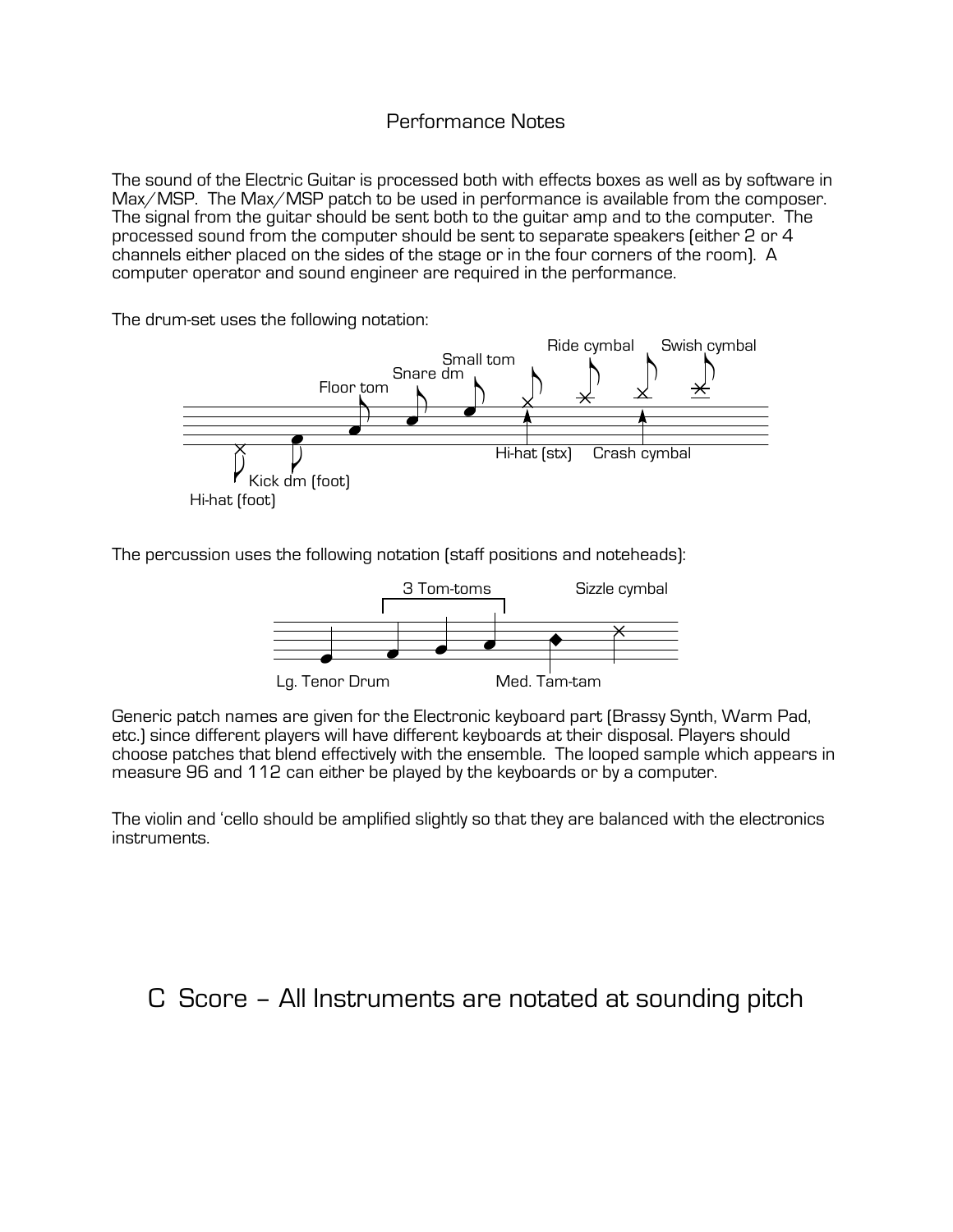# Performance Notes

The sound of the Electric Guitar is processed both with effects boxes as well as by software in Max/MSP. The Max/MSP patch to be used in performance is available from the composer. The signal from the guitar should be sent both to the guitar amp and to the computer. The processed sound from the computer should be sent to separate speakers (either 2 or 4 channels either placed on the sides of the stage or in the four corners of the room). A computer operator and sound engineer are required in the performance.

The drum-set uses the following notation:

Hi-hat (foot), Kick dm (foot), Floor tom, Snare dm, Small tom, Hi-hat (stx), Ride cymbal, Crash cymbal, Swish cymbal

The percussion uses the following notation (staff positions and noteheads):

Lg. Tenor Drum, 3 Tom-toms, Med. Tam-tam, Sizzle cymbal

Generic patch names are given for the Electronic keyboard part (Brassy Synth, Warm Pad, etc.) since different players will have different keyboards at their disposal. Players should choose patches that blend effectively with the ensemble. The looped sample which appears in measure 96 and 112 can either be played by the keyboards or by a computer.

The violin and 'cello should be amplified slightly so that they are balanced with the electronics instruments.

## C Score – All Instruments are notated at sounding pitch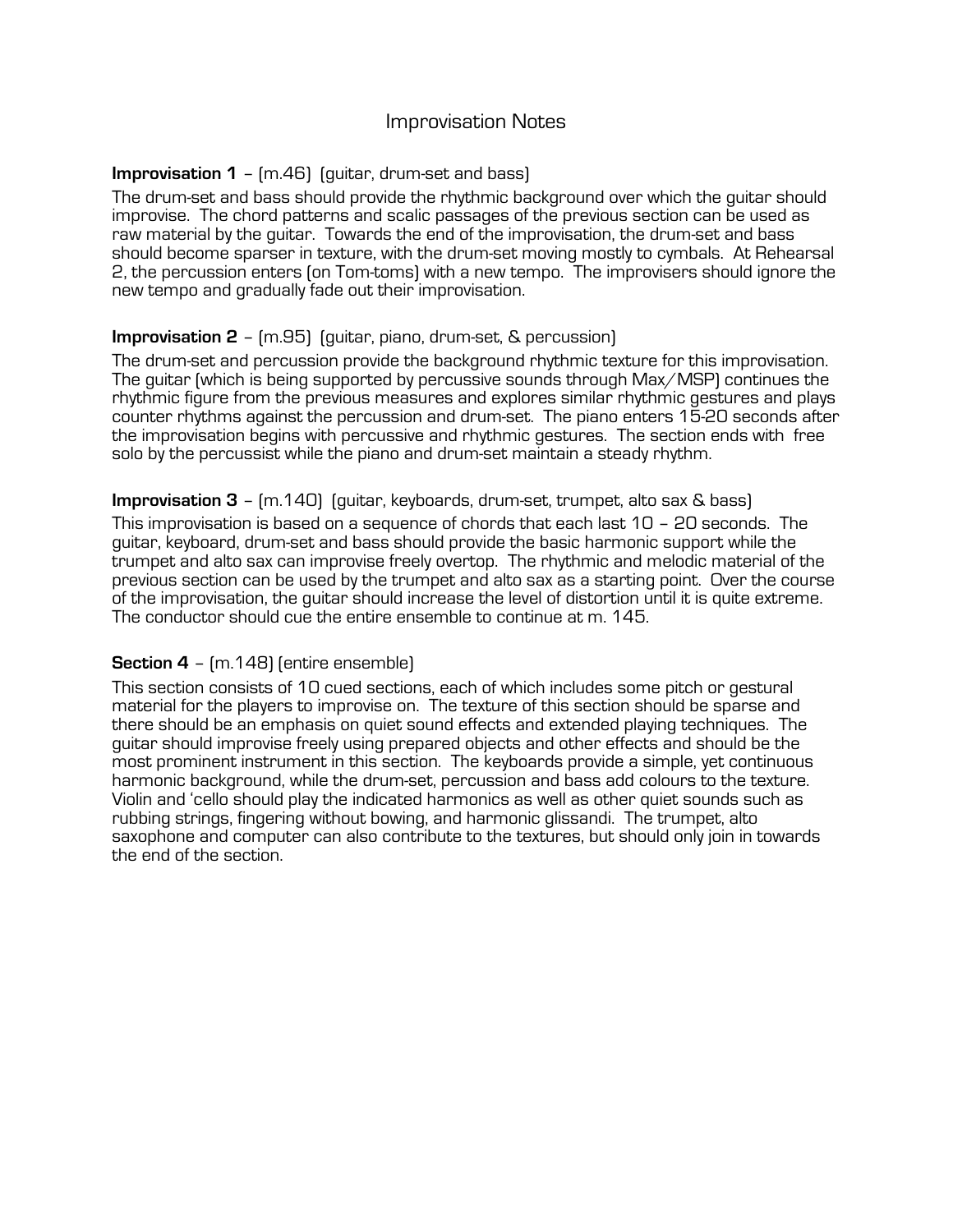# Improvisation Notes

**Improvisation 1** – (m.46) (guitar, drum-set and bass)

The drum-set and bass should provide the rhythmic background over which the guitar should improvise. The chord patterns and scalic passages of the previous section can be used as raw material by the guitar. Towards the end of the improvisation, the drum-set and bass should become sparser in texture, with the drum-set moving mostly to cymbals. At Rehearsal 2, the percussion enters (on Tom-toms) with a new tempo. The improvisers should ignore the new tempo and gradually fade out their improvisation.

**Improvisation 2** – (m.95) (guitar, piano, drum-set, & percussion)

The drum-set and percussion provide the background rhythmic texture for this improvisation. The guitar (which is being supported by percussive sounds through Max/MSP) continues the rhythmic figure from the previous measures and explores similar rhythmic gestures and plays counter rhythms against the percussion and drum-set. The piano enters 15-20 seconds after the improvisation begins with percussive and rhythmic gestures. The section ends with free solo by the percussist while the piano and drum-set maintain a steady rhythm.

**Improvisation 3** – (m.140) (guitar, keyboards, drum-set, trumpet, alto sax & bass)

This improvisation is based on a sequence of chords that each last 10 – 20 seconds. The guitar, keyboard, drum-set and bass should provide the basic harmonic support while the trumpet and alto sax can improvise freely overtop. The rhythmic and melodic material of the previous section can be used by the trumpet and alto sax as a starting point. Over the course of the improvisation, the guitar should increase the level of distortion until it is quite extreme. The conductor should cue the entire ensemble to continue at m. 145.

**Section 4** – (m.148) (entire ensemble)

This section consists of 10 cued sections, each of which includes some pitch or gestural material for the players to improvise on. The texture of this section should be sparse and there should be an emphasis on quiet sound effects and extended playing techniques. The guitar should improvise freely using prepared objects and other effects and should be the most prominent instrument in this section. The keyboards provide a simple, yet continuous harmonic background, while the drum-set, percussion and bass add colours to the texture. Violin and 'cello should play the indicated harmonics as well as other quiet sounds such as rubbing strings, fingering without bowing, and harmonic glissandi. The trumpet, alto saxophone and computer can also contribute to the textures, but should only join in towards the end of the section.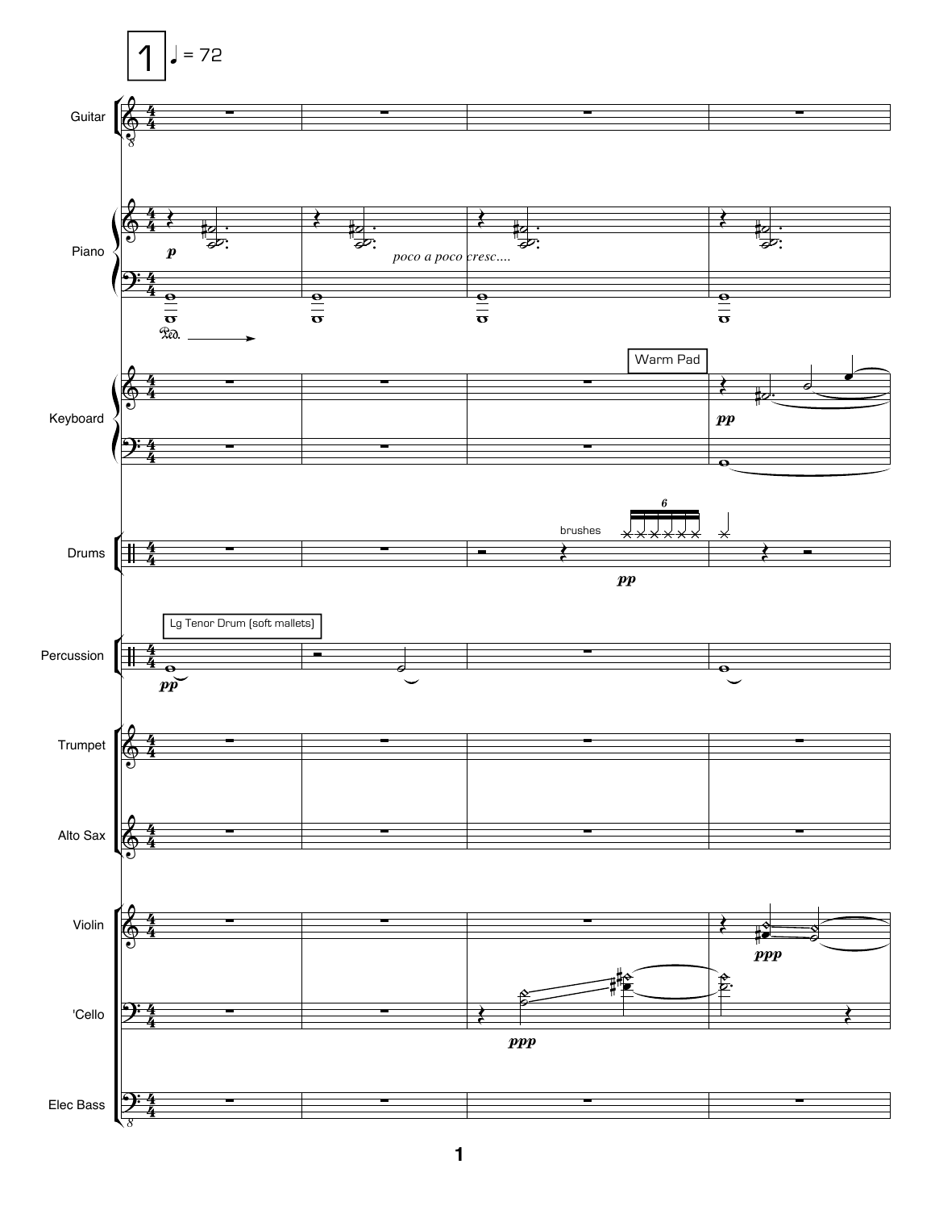**1** ♩ = 72

Guitar

Piano — *p* — *poco a poco cresc....* — Ped.

Keyboard — Warm Pad — *pp*

Drums — brushes — 6 — *pp*

Percussion — Lg Tenor Drum (soft mallets) — *pp*

Trumpet

Alto Sax

Violin — *ppp*

'Cello — *ppp*

Elec Bass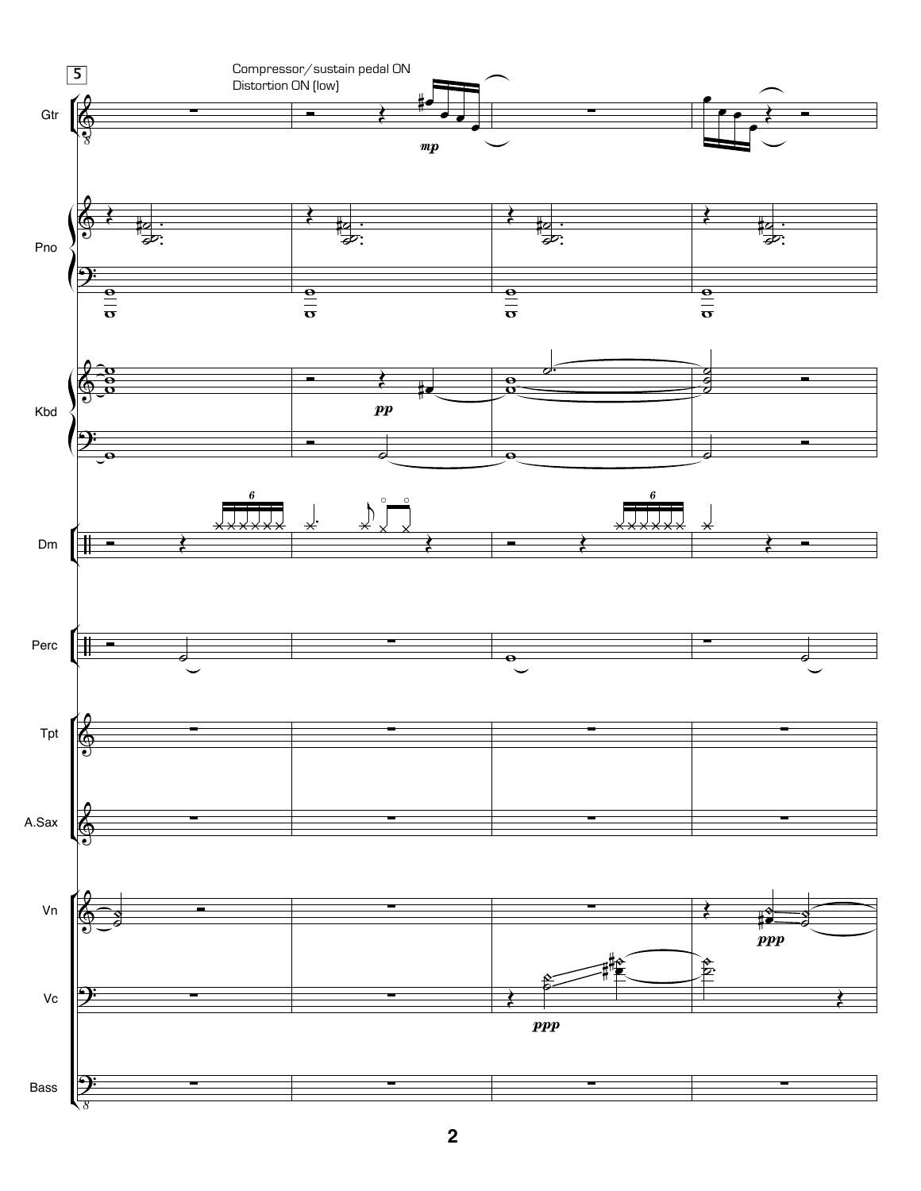5

Compressor/sustain pedal ON
Distortion ON (low)

Gtr

Pno

Kbd

Dm

Perc

Tpt

A.Sax

Vn

Vc

Bass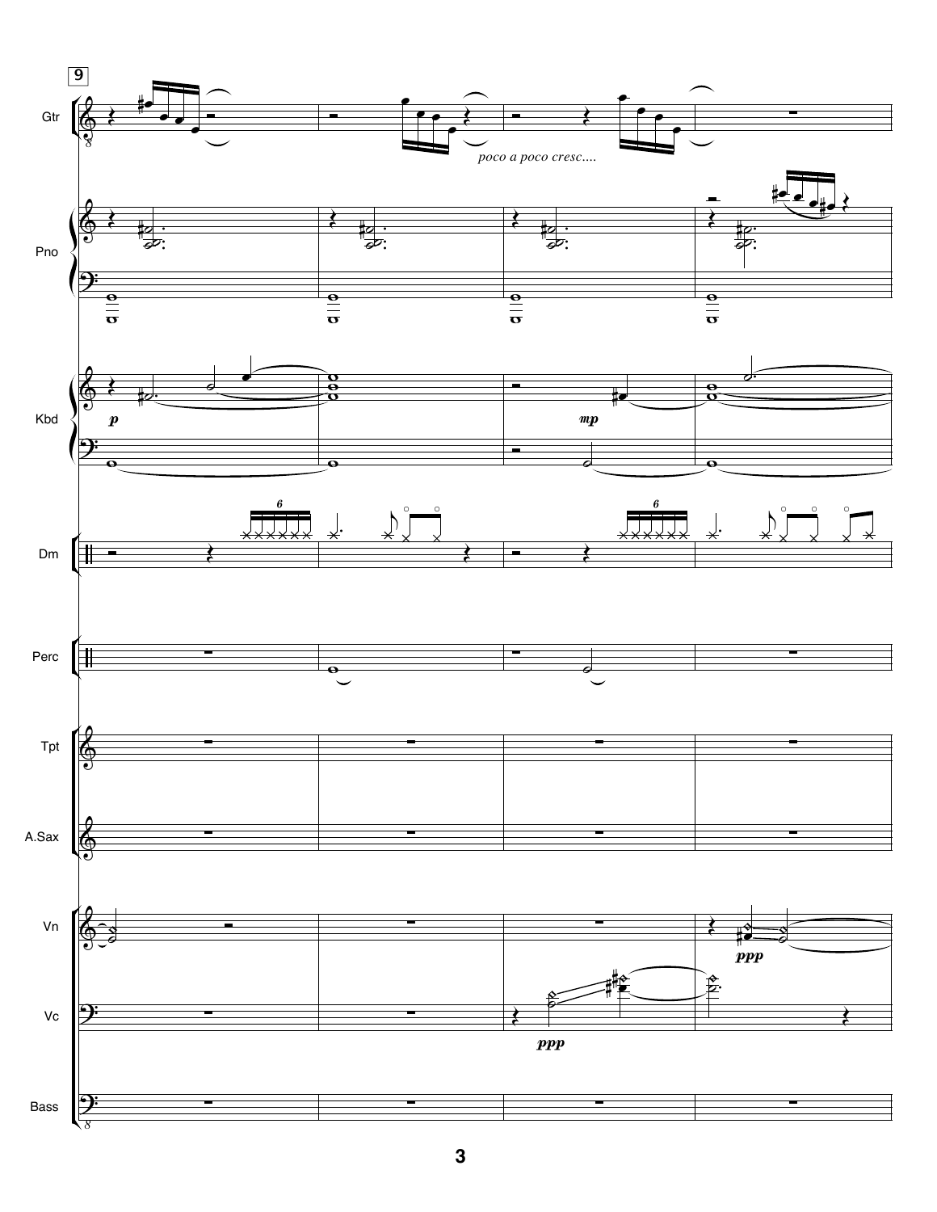**9**

Gtr

*poco a poco cresc....*

Pno

Kbd

*p*

*mp*

Dm

Perc

Tpt

A.Sax

Vn

*ppp*

Vc

*ppp*

Bass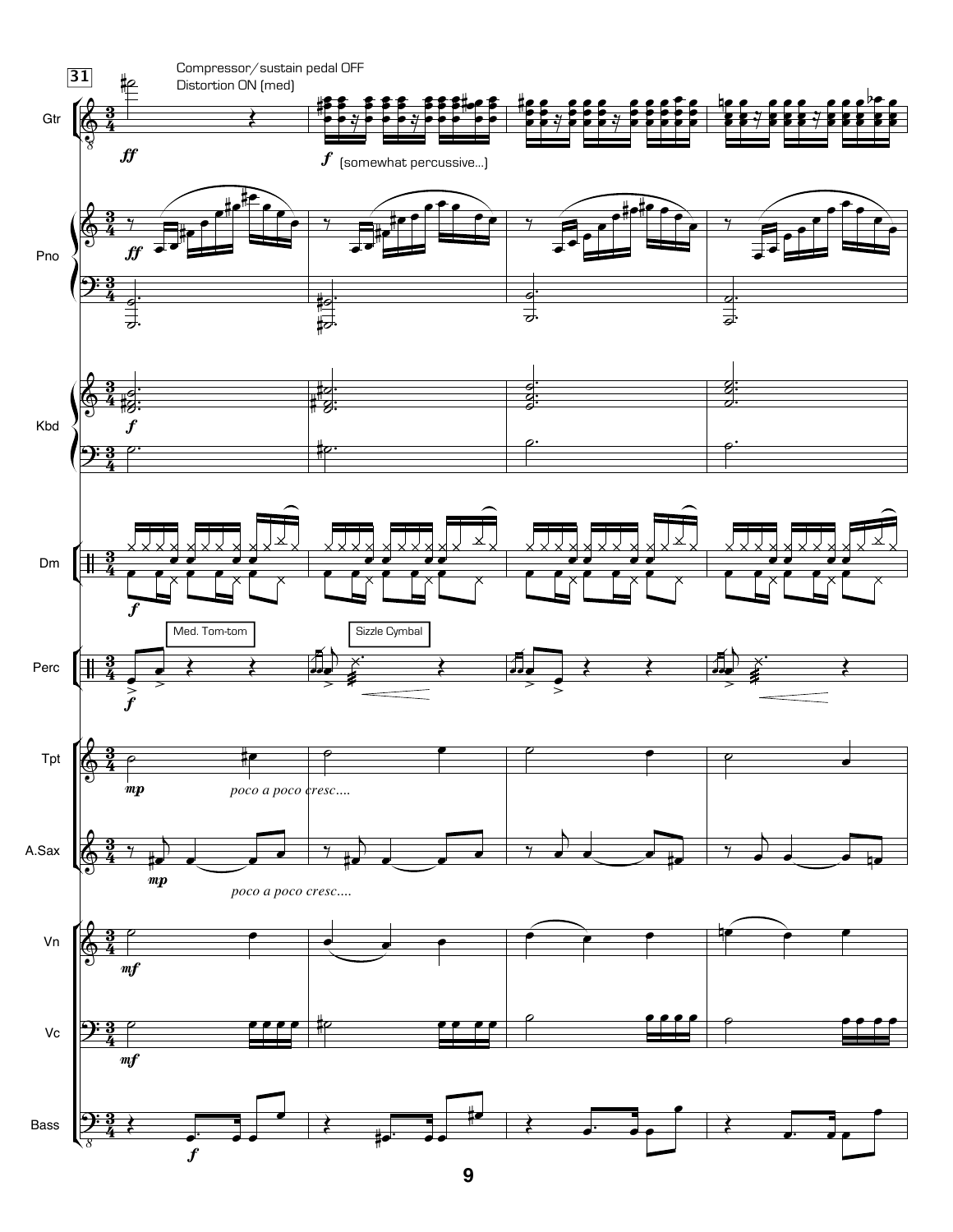31

Compressor/sustain pedal OFF
Distortion ON (med)

Gtr

*ff*

*f* (somewhat percussive...)

Pno

*ff*

Kbd

*f*

Dm

*f*

Perc

Med. Tom-tom

Sizzle Cymbal

*f*

Tpt

*mp*

*poco a poco cresc....*

A.Sax

*mp*

*poco a poco cresc....*

Vn

*mf*

Vc

*mf*

Bass

*f*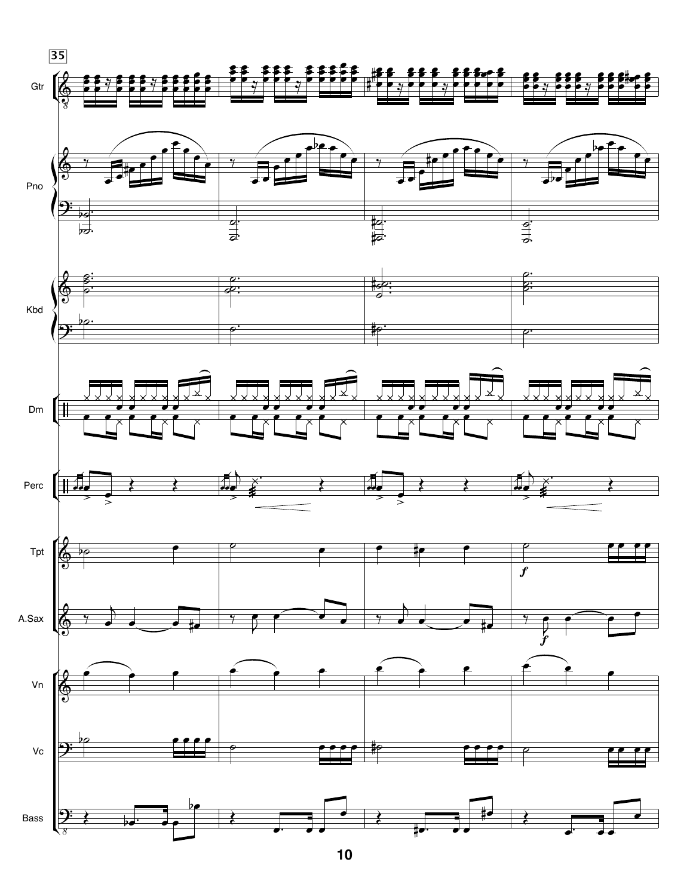35

Gtr

Pno

Kbd

Dm

Perc

Tpt

A.Sax

Vn

Vc

Bass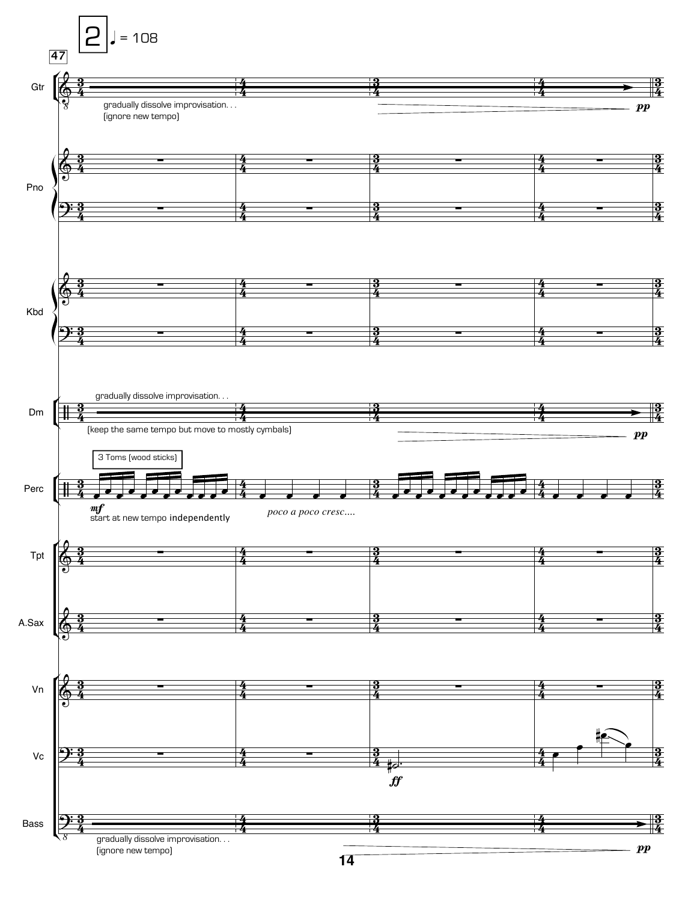**2** ♩ = 108

47

Gtr
gradually dissolve improvisation. . .
[ignore new tempo]
*pp*

Pno

Kbd

Dm
gradually dissolve improvisation. . .
[keep the same tempo but move to mostly cymbals]
*pp*

Perc
3 Toms [wood sticks]
*mf*
start at new tempo independently
*poco a poco cresc....*

Tpt

A.Sax

Vn

Vc
*ff*

Bass
gradually dissolve improvisation. . .
[ignore new tempo]
*pp*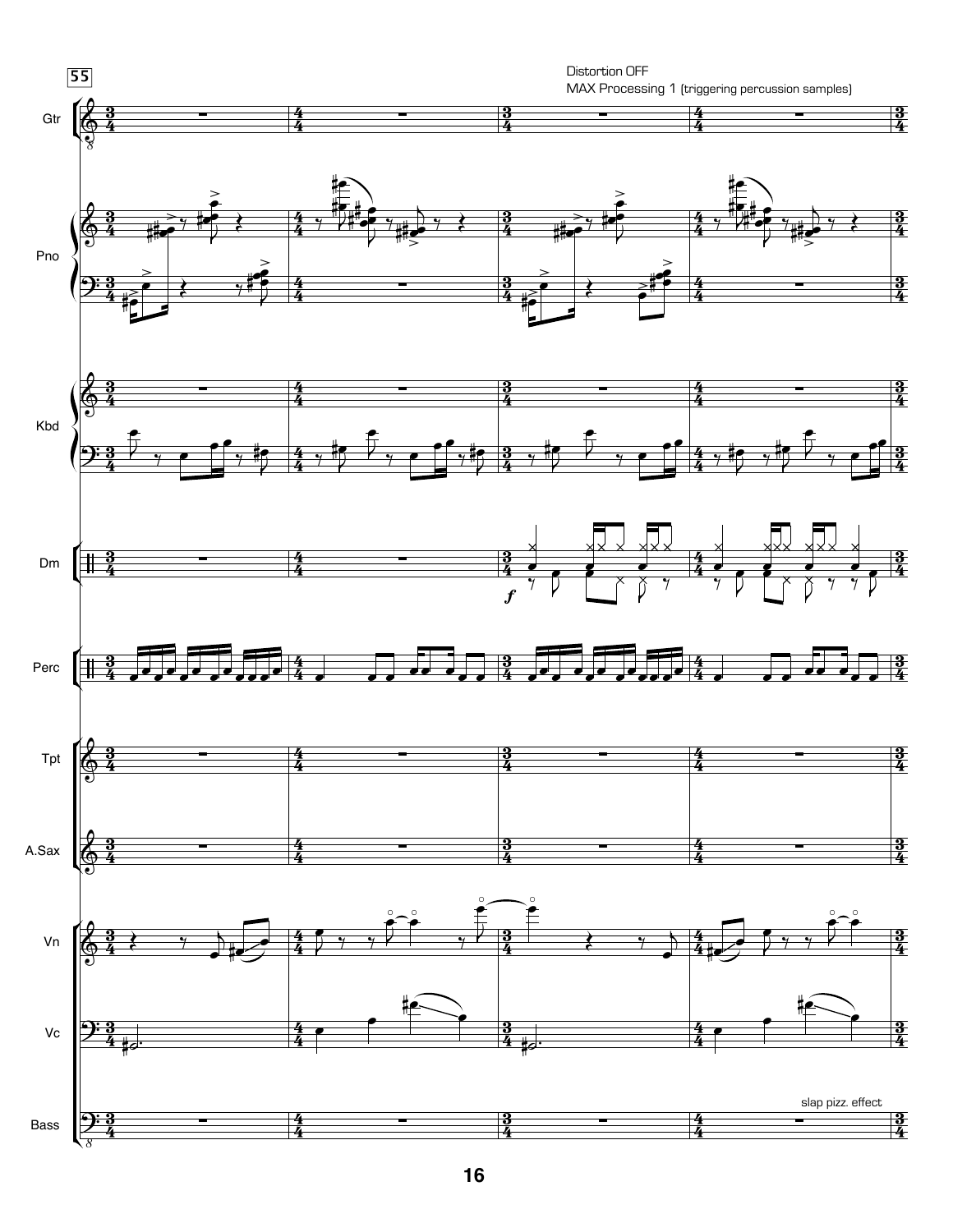55

Distortion OFF

MAX Processing 1 (triggering percussion samples)

Gtr

Pno

Kbd

Dm

Perc

Tpt

A.Sax

Vn

Vc

slap pizz. effect

Bass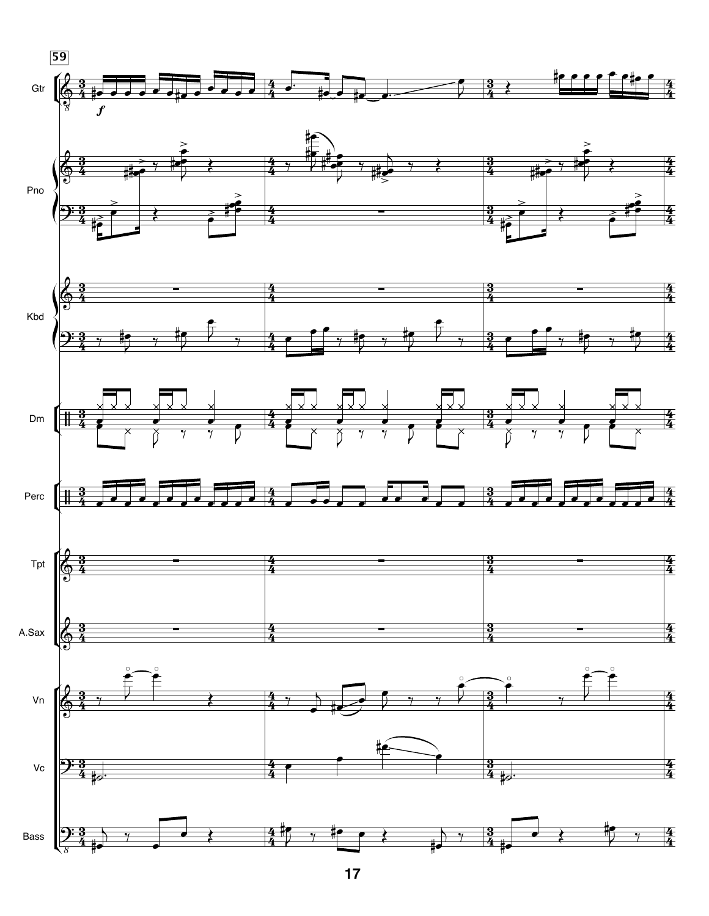59

Gtr

Pno

Kbd

Dm

Perc

Tpt

A.Sax

Vn

Vc

Bass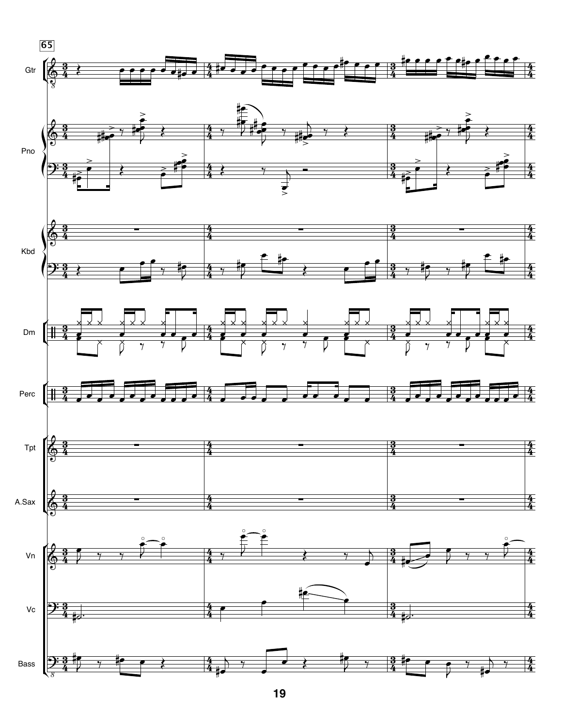65

Gtr

Pno

Kbd

Dm

Perc

Tpt

A.Sax

Vn

Vc

Bass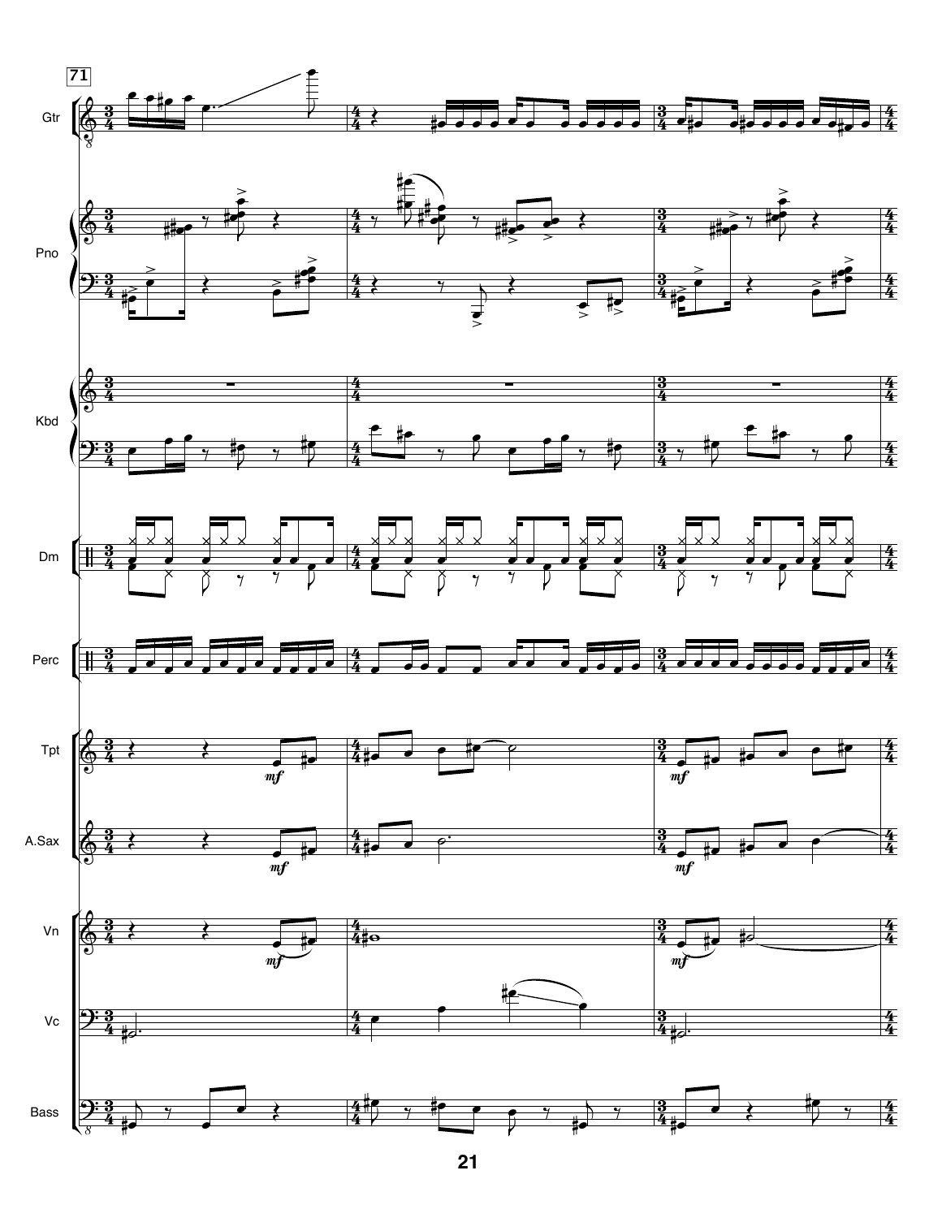71

Gtr

Pno

Kbd

Dm

Perc

Tpt

A.Sax

Vn

Vc

Bass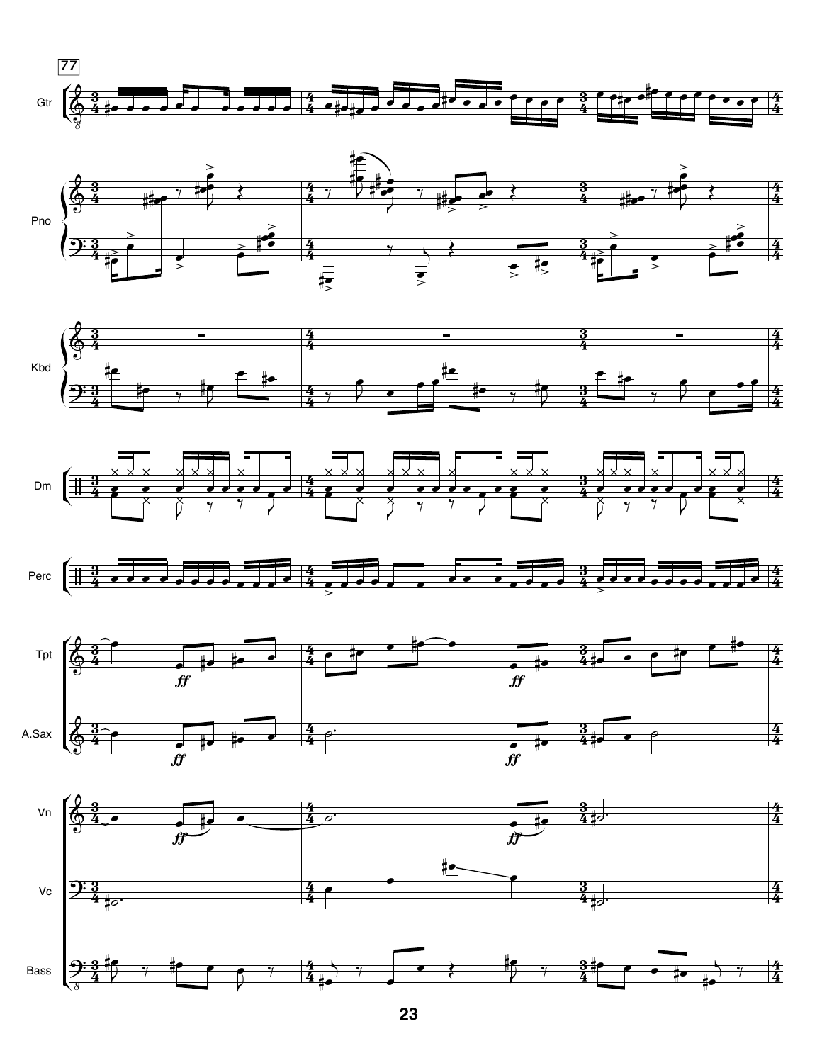77

Gtr

Pno

Kbd

Dm

Perc

Tpt

A.Sax

Vn

Vc

Bass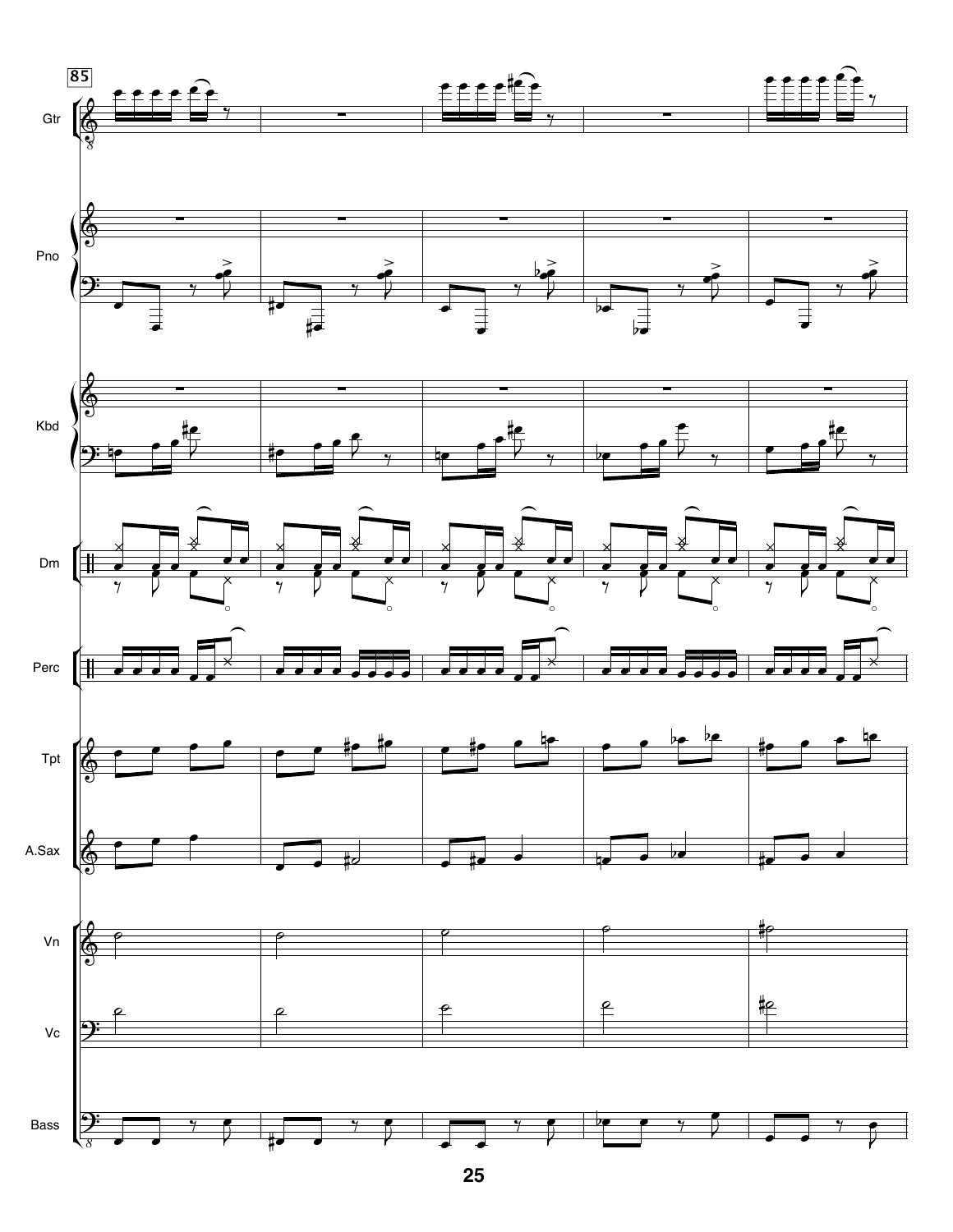85

Gtr

Pno

Kbd

Dm

Perc

Tpt

A.Sax

Vn

Vc

Bass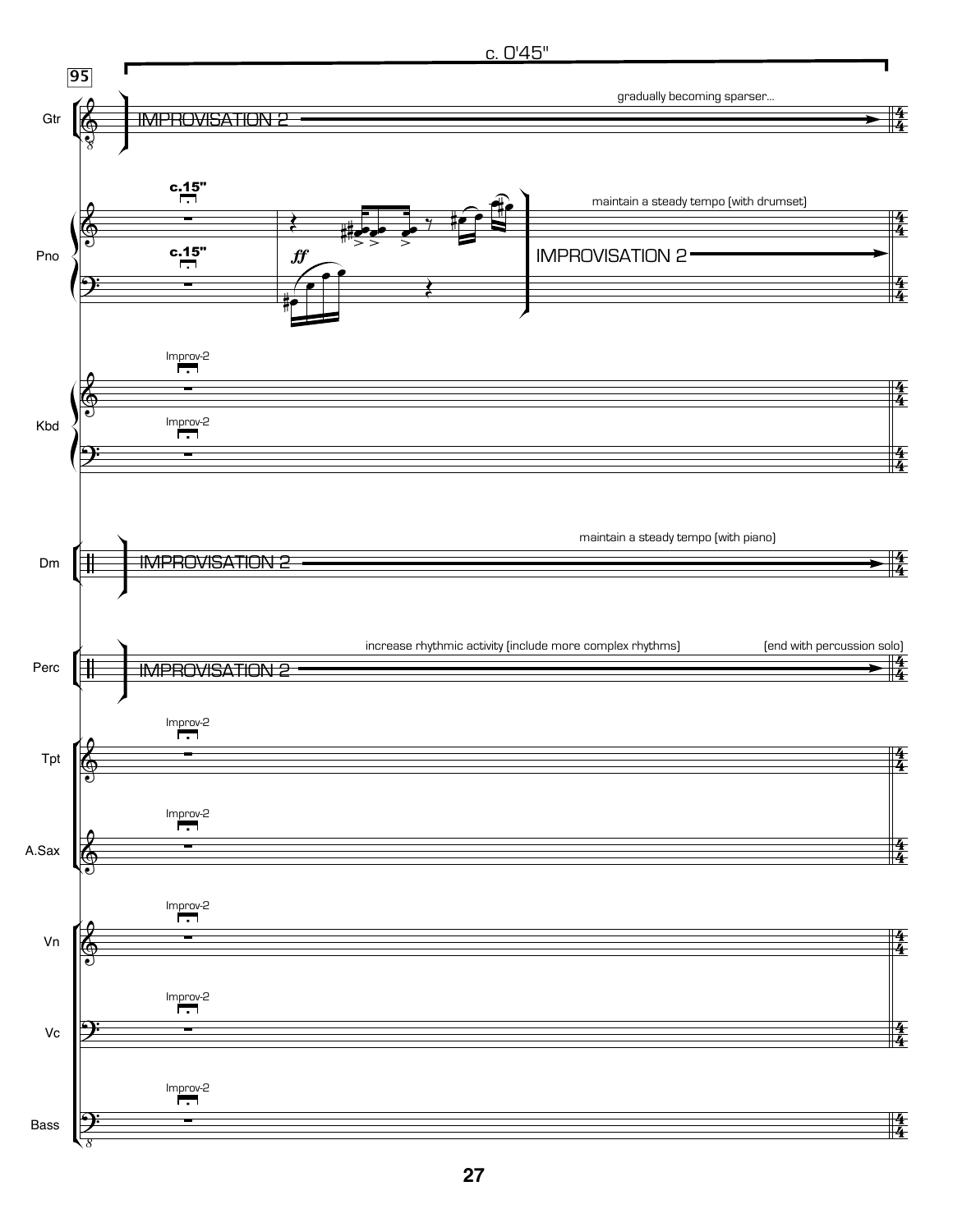95

c. 0'45"

**Gtr**: IMPROVISATION 2 — gradually becoming sparser...

**Pno**: c.15" — *ff* — IMPROVISATION 2 — maintain a steady tempo (with drumset)

**Kbd**: Improv-2

**Dm**: IMPROVISATION 2 — maintain a steady tempo (with piano)

**Perc**: IMPROVISATION 2 — increase rhythmic activity (include more complex rhythms) — (end with percussion solo)

**Tpt**: Improv-2

**A.Sax**: Improv-2

**Vn**: Improv-2

**Vc**: Improv-2

**Bass**: Improv-2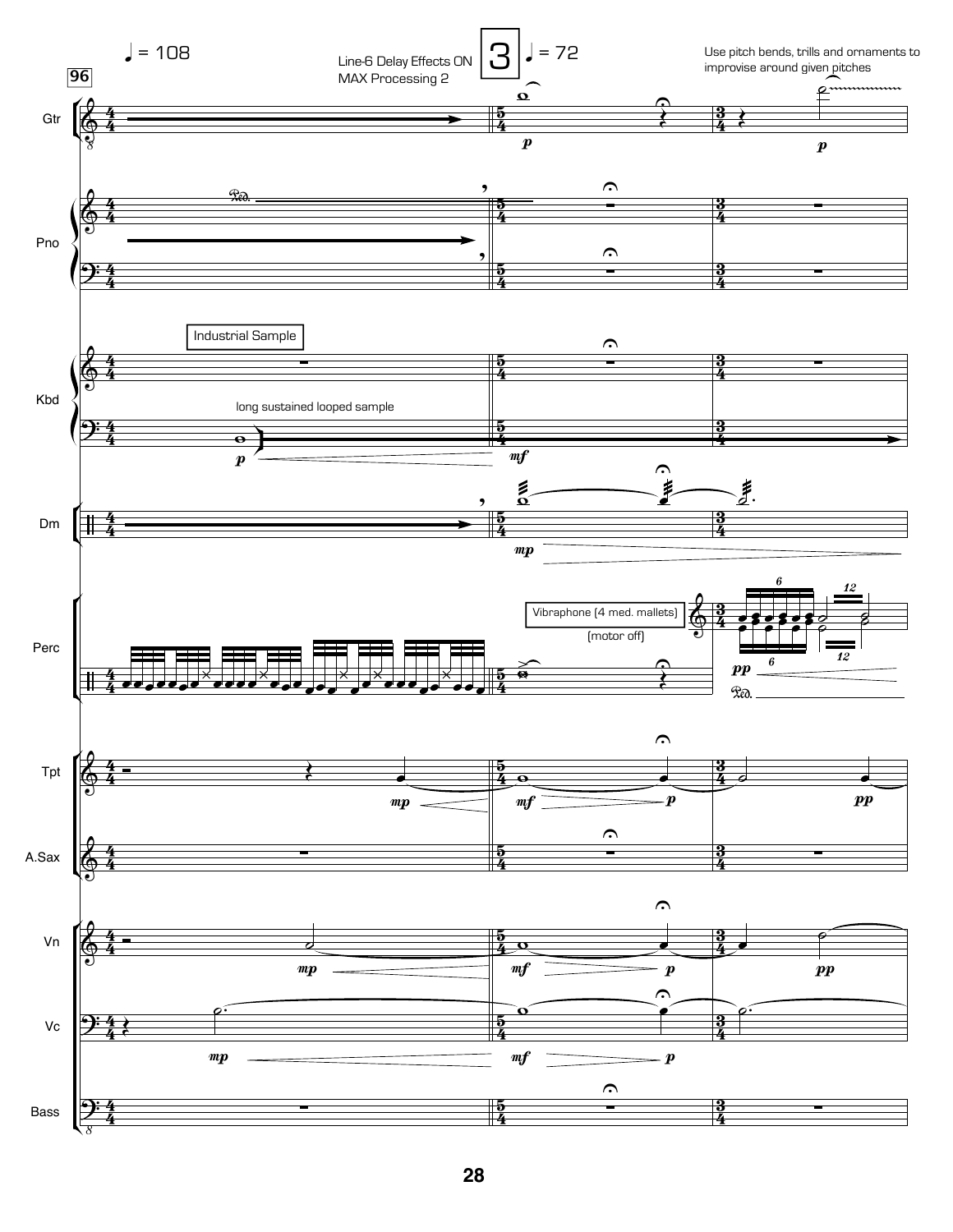♩ = 108

**96**

Line-6 Delay Effects ON
MAX Processing 2

**3** ♩ = 72

Use pitch bends, trills and ornaments to improvise around given pitches

Gtr

Pno

Industrial Sample

long sustained looped sample

Kbd

Dm

Vibraphone (4 med. mallets)

(motor off)

Perc

Tpt

A.Sax

Vn

Vc

Bass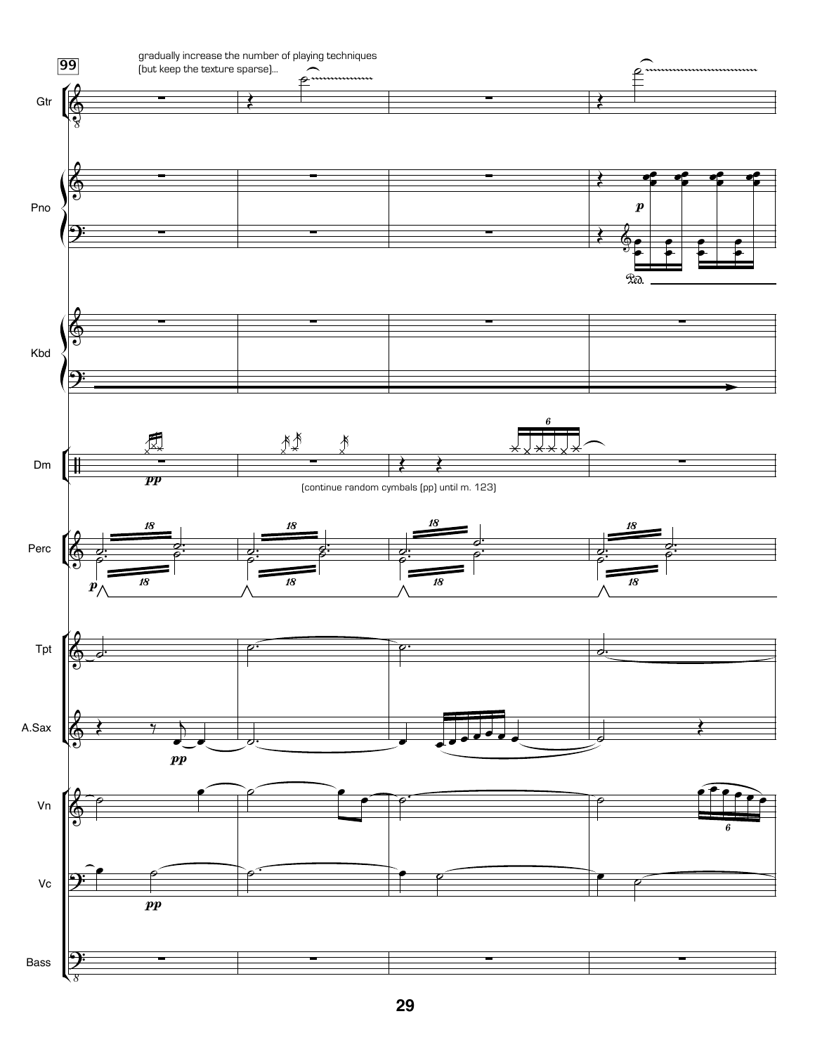**99**

gradually increase the number of playing techniques
(but keep the texture sparse)...

Gtr

Pno

Kbd

Dm

(continue random cymbals (pp) until m. 123)

Perc

Tpt

A.Sax

Vn

Vc

Bass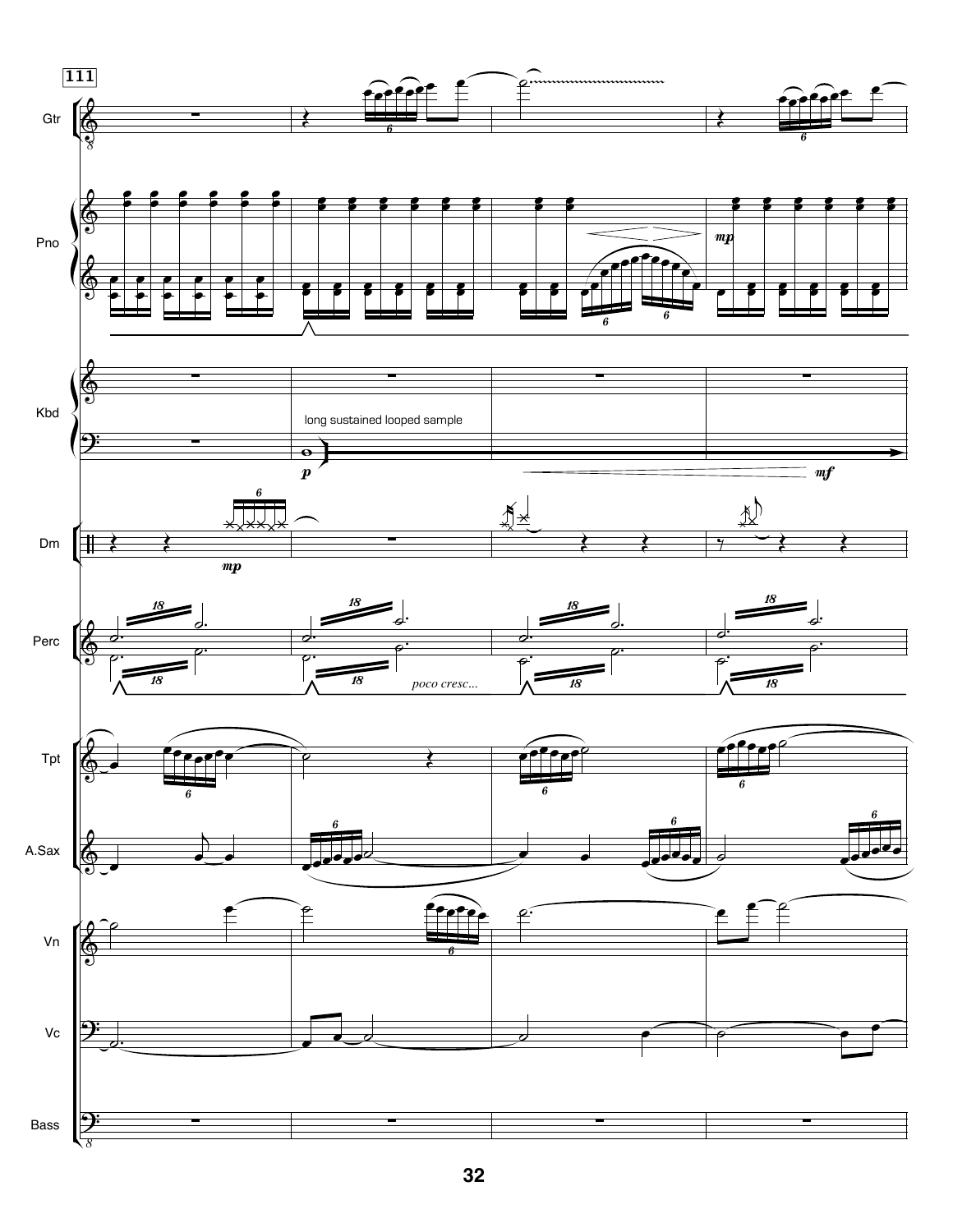111

Gtr

Pno

*mp*

Kbd

long sustained looped sample

*p*

*mf*

Dm

*mp*

Perc

*poco cresc...*

Tpt

A.Sax

Vn

Vc

Bass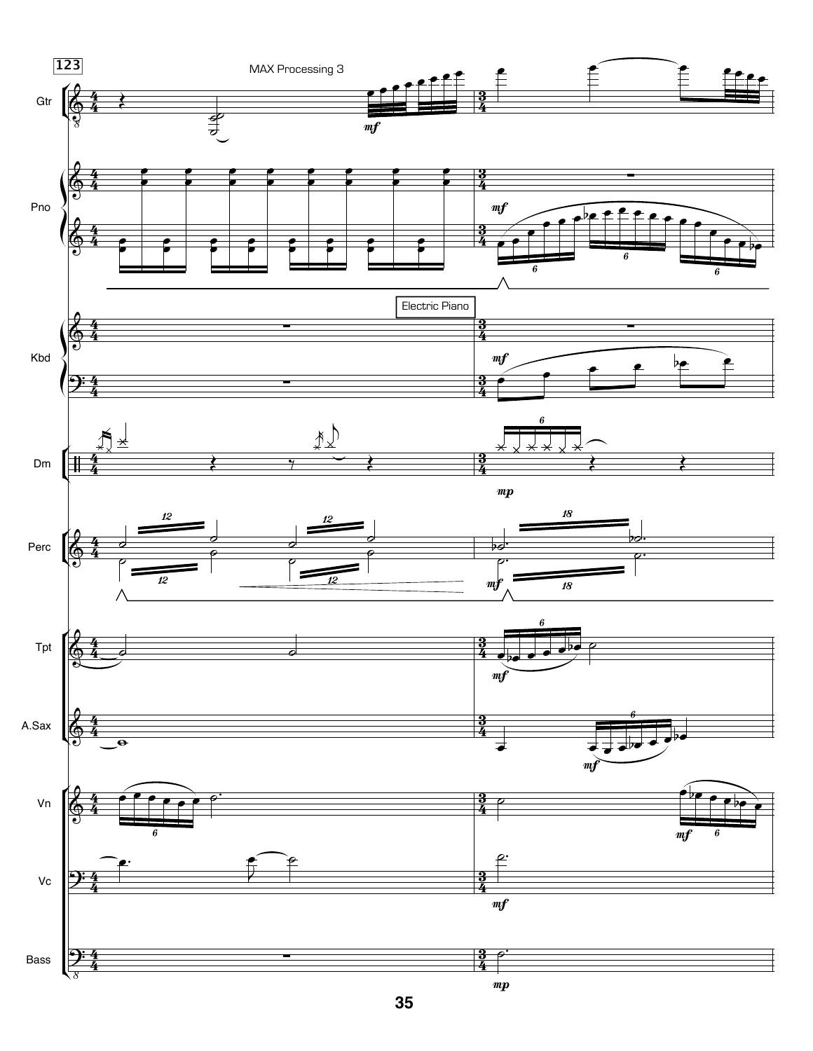123

MAX Processing 3

Gtr

Pno

Electric Piano

Kbd

Dm

Perc

Tpt

A.Sax

Vn

Vc

Bass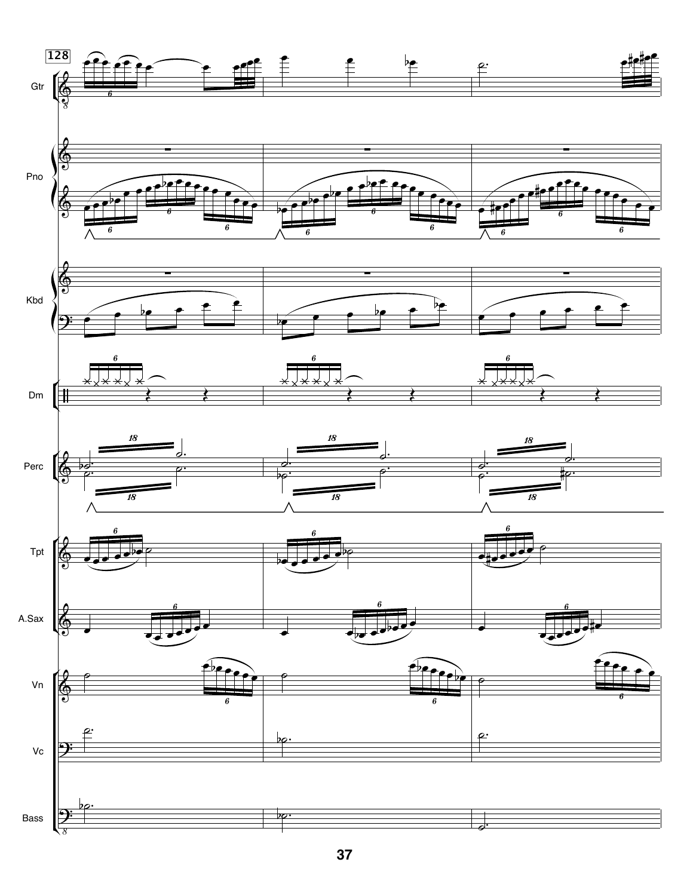128

Gtr

Pno

Kbd

Dm

Perc

Tpt

A.Sax

Vn

Vc

Bass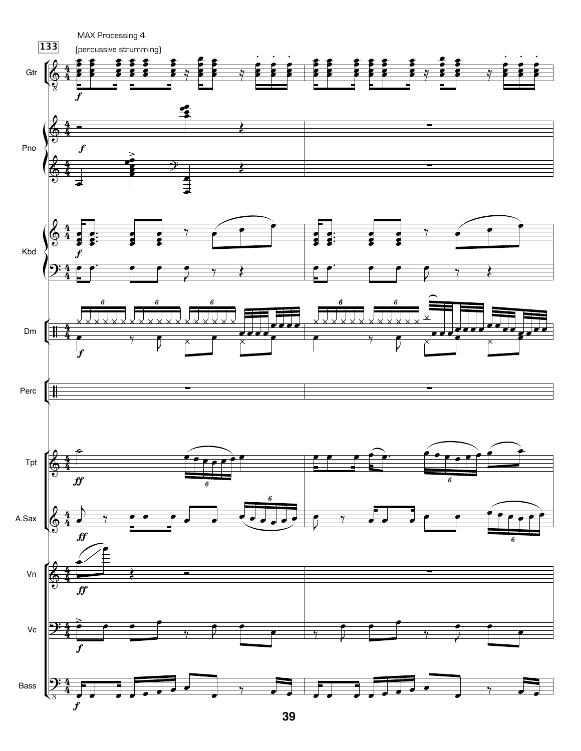133

MAX Processing 4

(percussive strumming)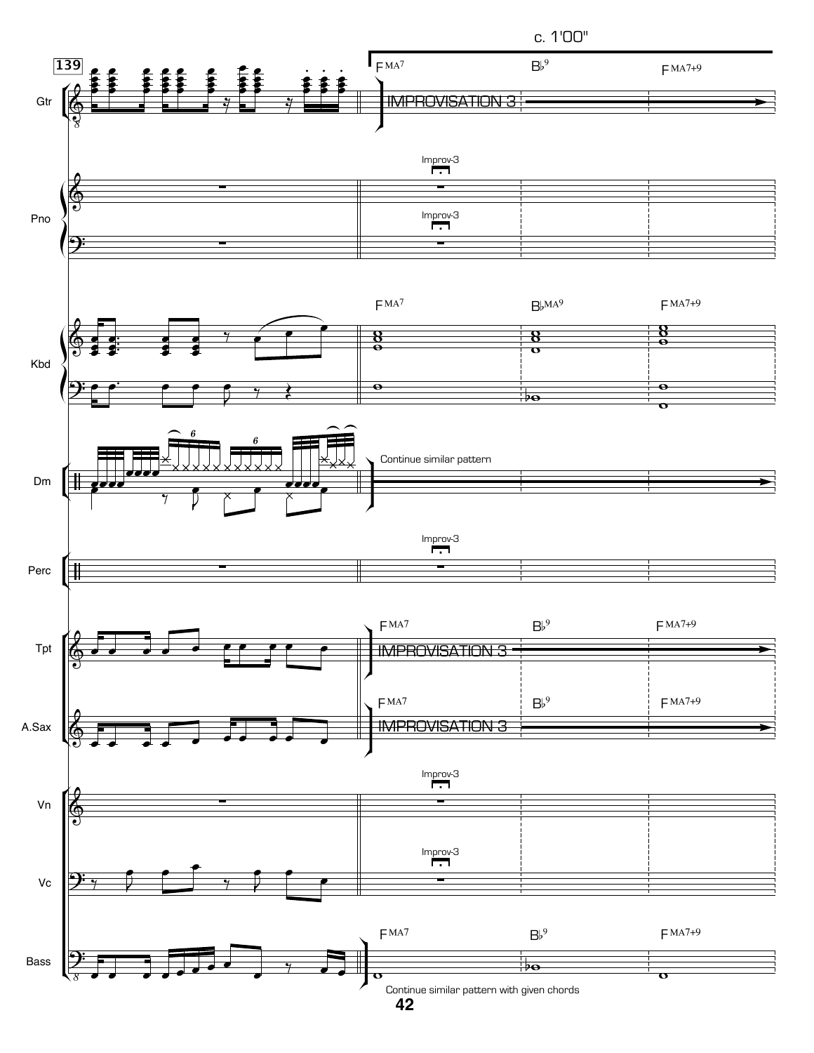c. 1'00"

139

Gtr — F MA7 | B♭9 | F MA7+9 — IMPROVISATION 3

Pno — Improv-3

Kbd — F MA7 | B♭MA9 | F MA7+9

Dm — Continue similar pattern

Perc — Improv-3

Tpt — F MA7 | B♭9 | F MA7+9 — IMPROVISATION 3

A.Sax — F MA7 | B♭9 | F MA7+9 — IMPROVISATION 3

Vn — Improv-3

Vc — Improv-3

Bass — F MA7 | B♭9 | F MA7+9

Continue similar pattern with given chords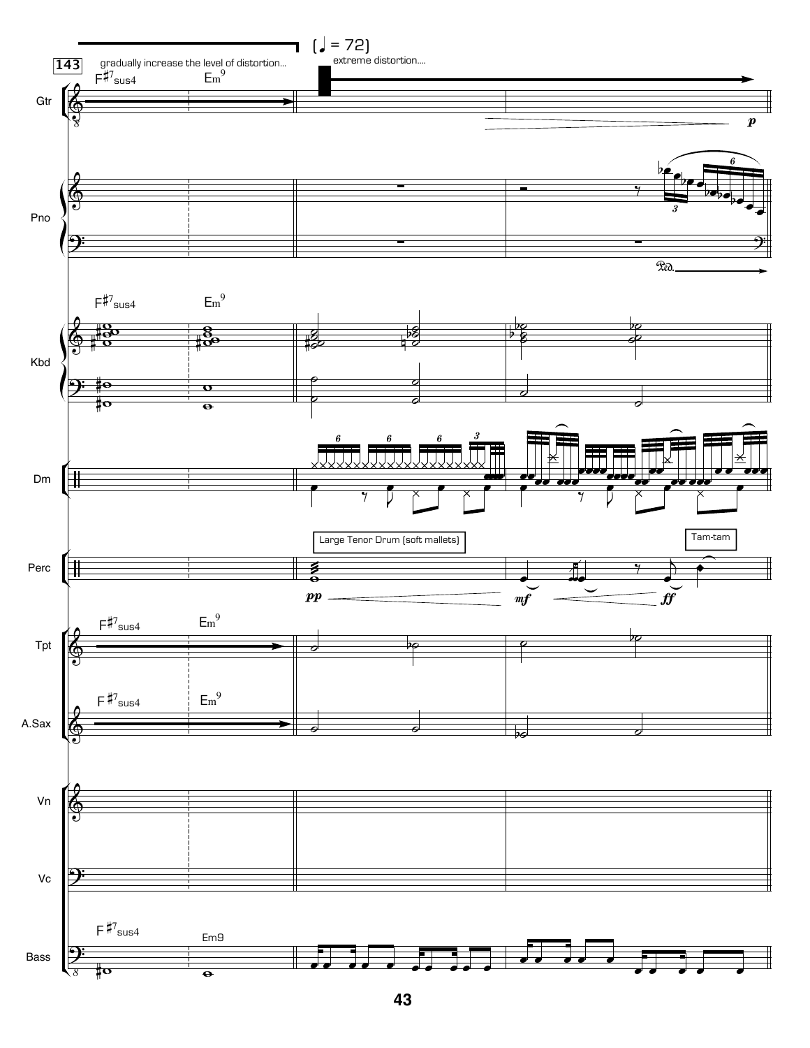**143**

gradually increase the level of distortion...

(♩ = 72)

extreme distortion....

F♯7sus4 Em9

Gtr

Pno

Kbd

Dm

Large Tenor Drum (soft mallets)

Tam-tam

Perc

Tpt

A.Sax

Vn

Vc

Bass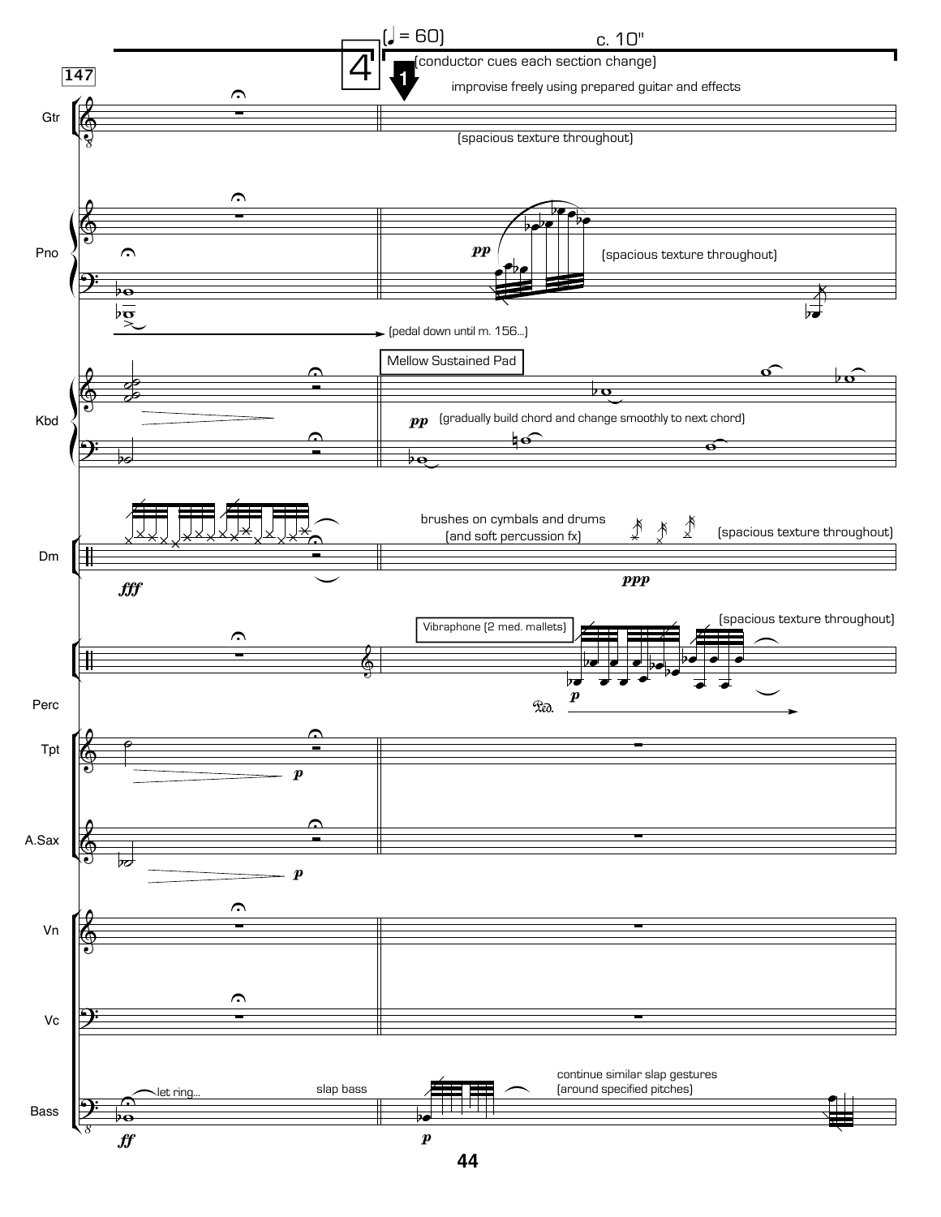147

4

(♩ = 60)

c. 10"

(conductor cues each section change)

1

Gtr

improvise freely using prepared guitar and effects

(spacious texture throughout)

Pno

*pp*

(spacious texture throughout)

(pedal down until m. 156...)

Kbd

Mellow Sustained Pad

*pp* (gradually build chord and change smoothly to next chord)

Dm

*fff*

brushes on cymbals and drums
(and soft percussion fx)

*ppp*

(spacious texture throughout)

Perc

Vibraphone (2 med. mallets)

*p*

(spacious texture throughout)

Tpt

*p*

A.Sax

*p*

Vn

Vc

Bass

*ff*

let ring...

slap bass

*p*

continue similar slap gestures
(around specified pitches)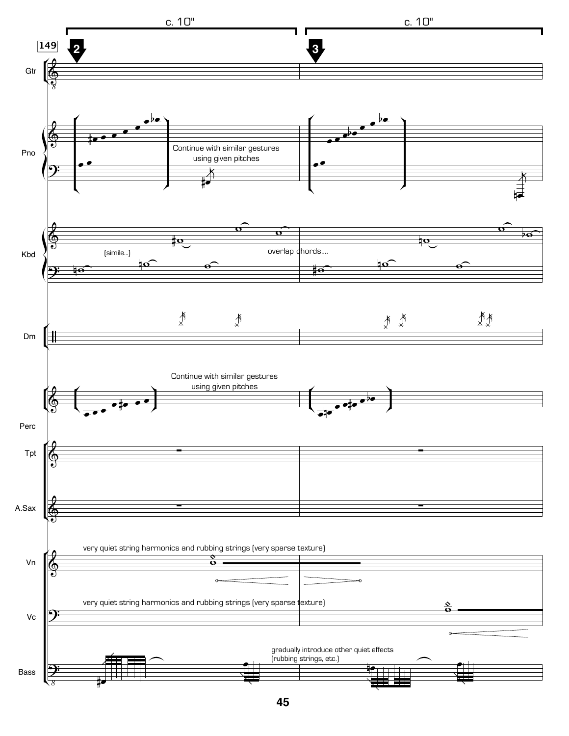c. 10" c. 10"

149

2 3

Gtr

Pno

Continue with similar gestures using given pitches

Kbd

(simile...)

overlap chords....

Dm

Continue with similar gestures using given pitches

Perc

Tpt

A.Sax

Vn

very quiet string harmonics and rubbing strings (very sparse texture)

Vc

very quiet string harmonics and rubbing strings (very sparse texture)

Bass

gradually introduce other quiet effects (rubbing strings, etc.)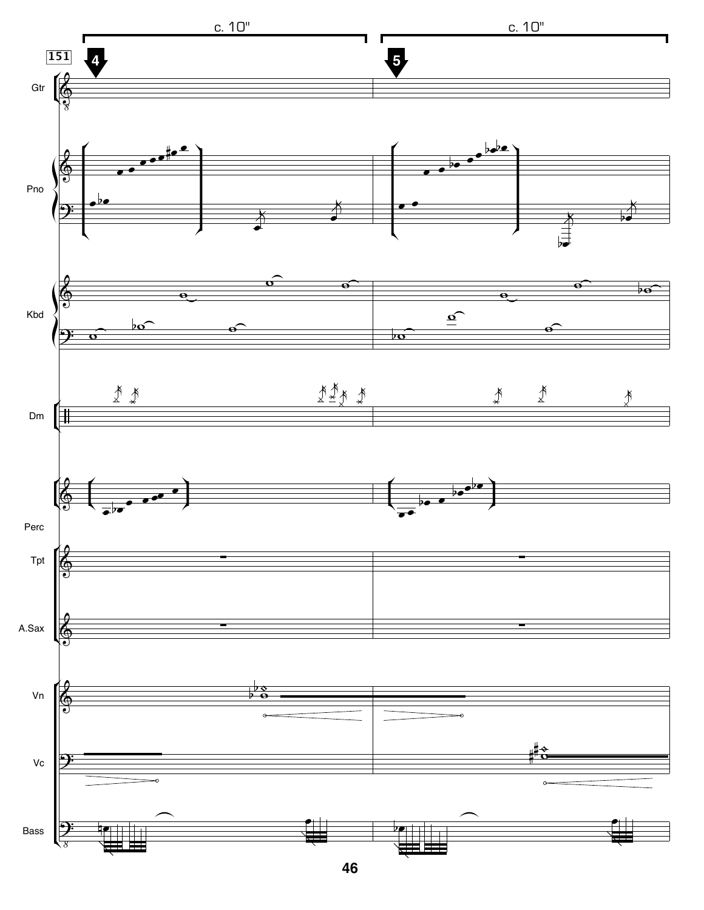c. 10"    c. 10"

151

4    5

Gtr

Pno

Kbd

Dm

Perc

Tpt

A.Sax

Vn

Vc

Bass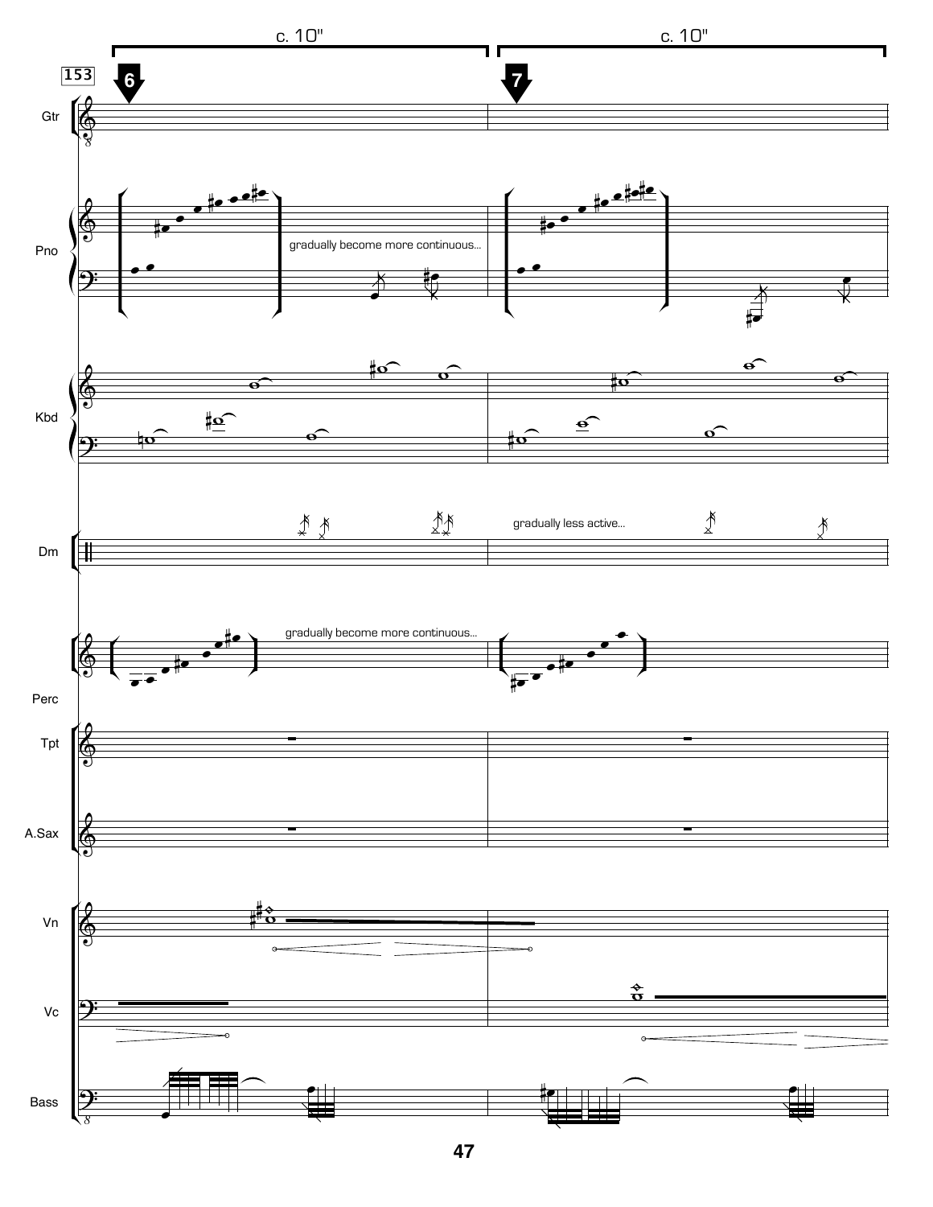c. 10" c. 10"

153

6 7

Gtr

Pno

gradually become more continuous...

Kbd

Dm

gradually less active...

gradually become more continuous...

Perc

Tpt

A.Sax

Vn

Vc

Bass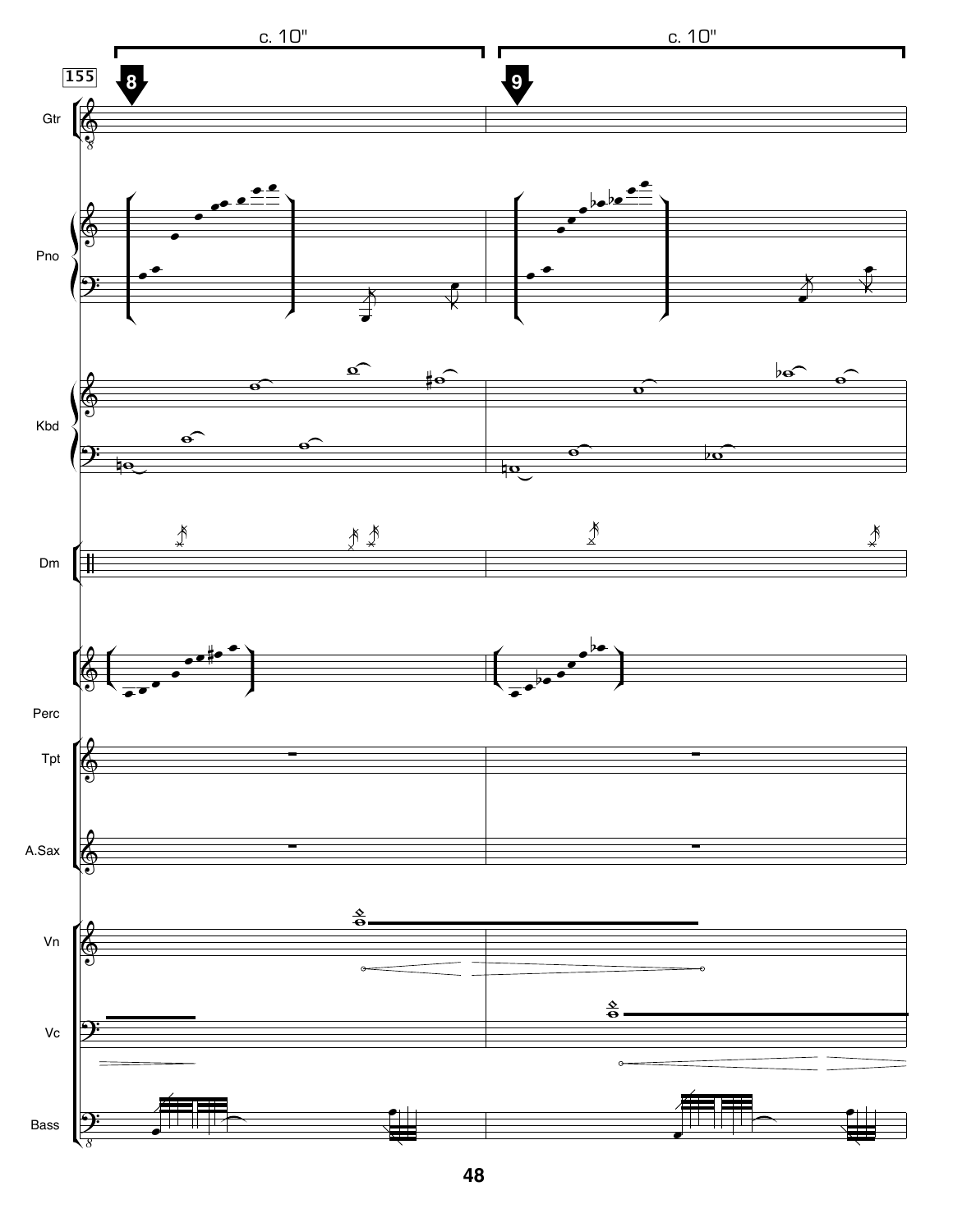c. 10" c. 10"

155

8 9

Gtr

Pno

Kbd

Dm

Perc

Tpt

A.Sax

Vn

Vc

Bass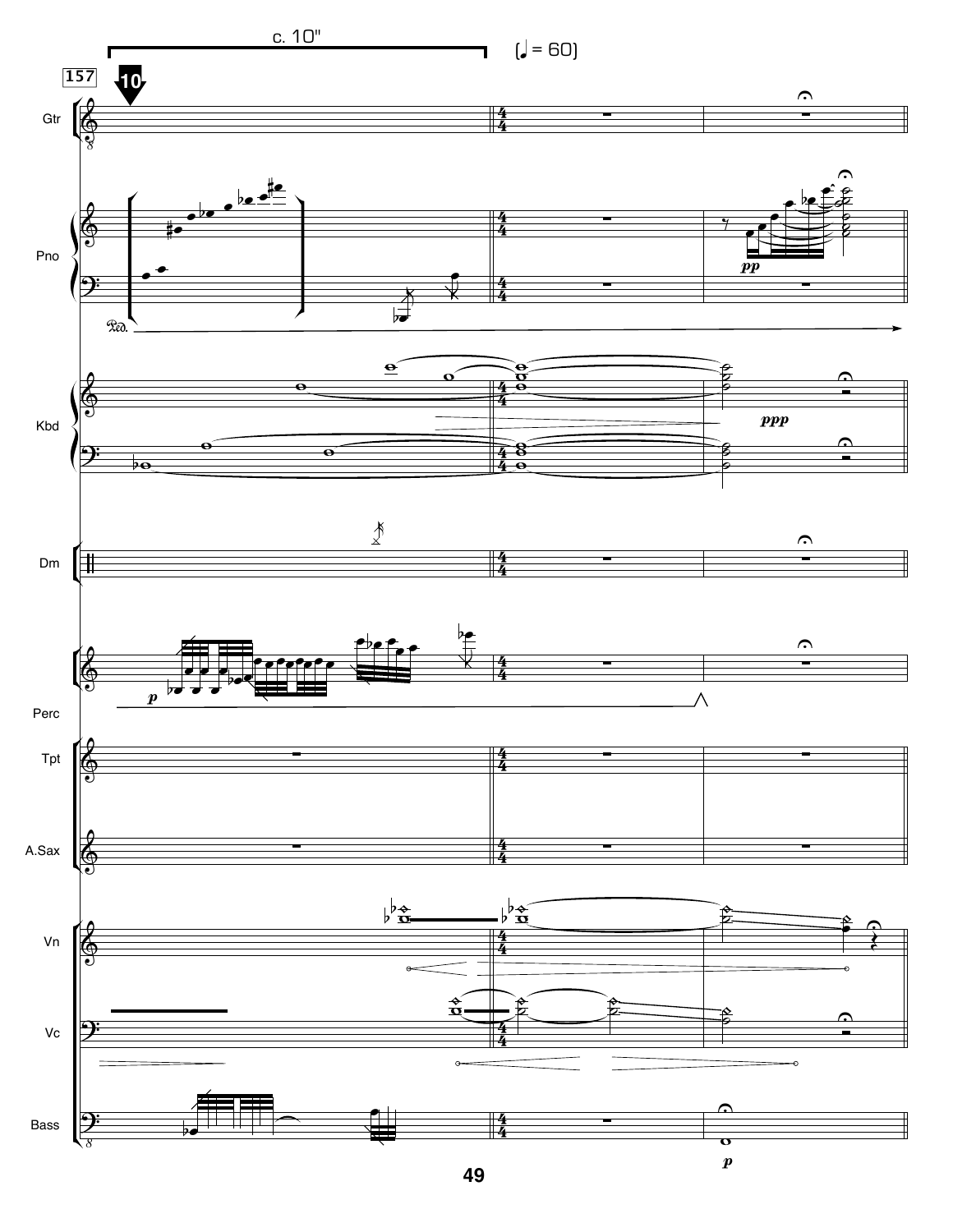c. 10"

(♩ = 60)

157

10

Gtr

Pno

Kbd

Dm

Perc

Tpt

A.Sax

Vn

Vc

Bass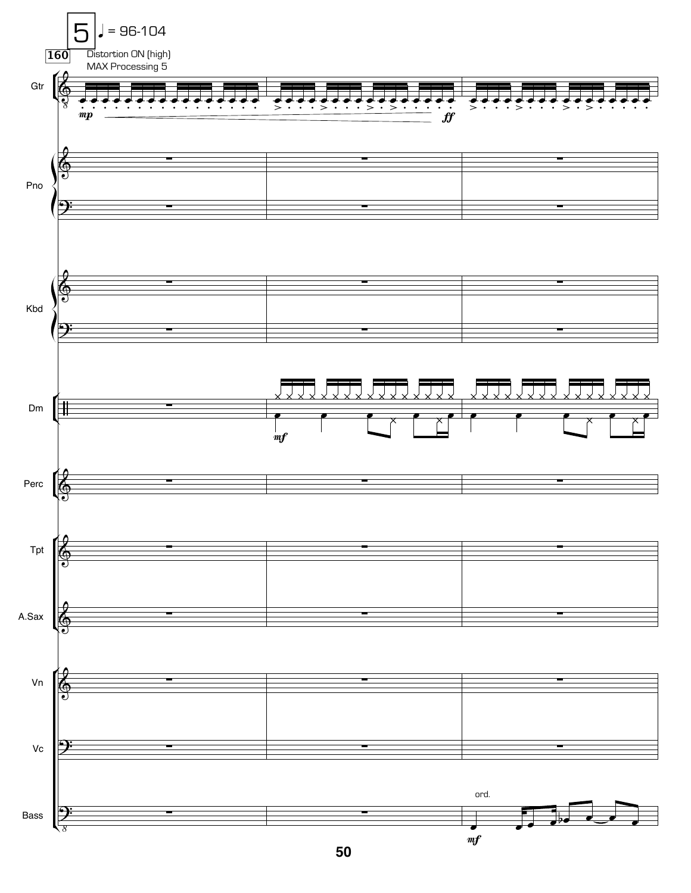5 ♩ = 96-104

160

Distortion ON (high)
MAX Processing 5

Gtr

Pno

Kbd

Dm

Perc

Tpt

A.Sax

Vn

Vc

Bass

ord.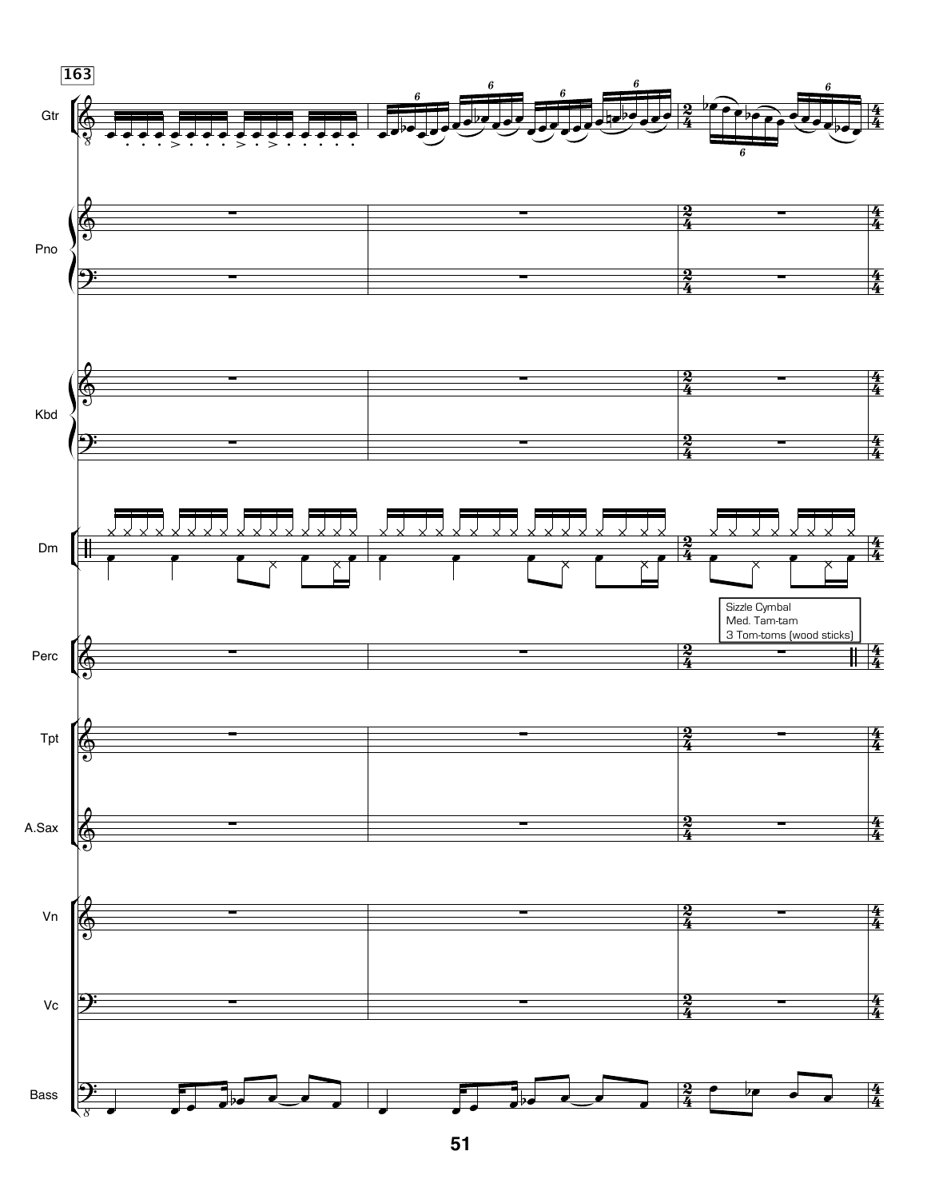**163**

Sizzle Cymbal
Med. Tam-tam
3 Tom-toms (wood sticks)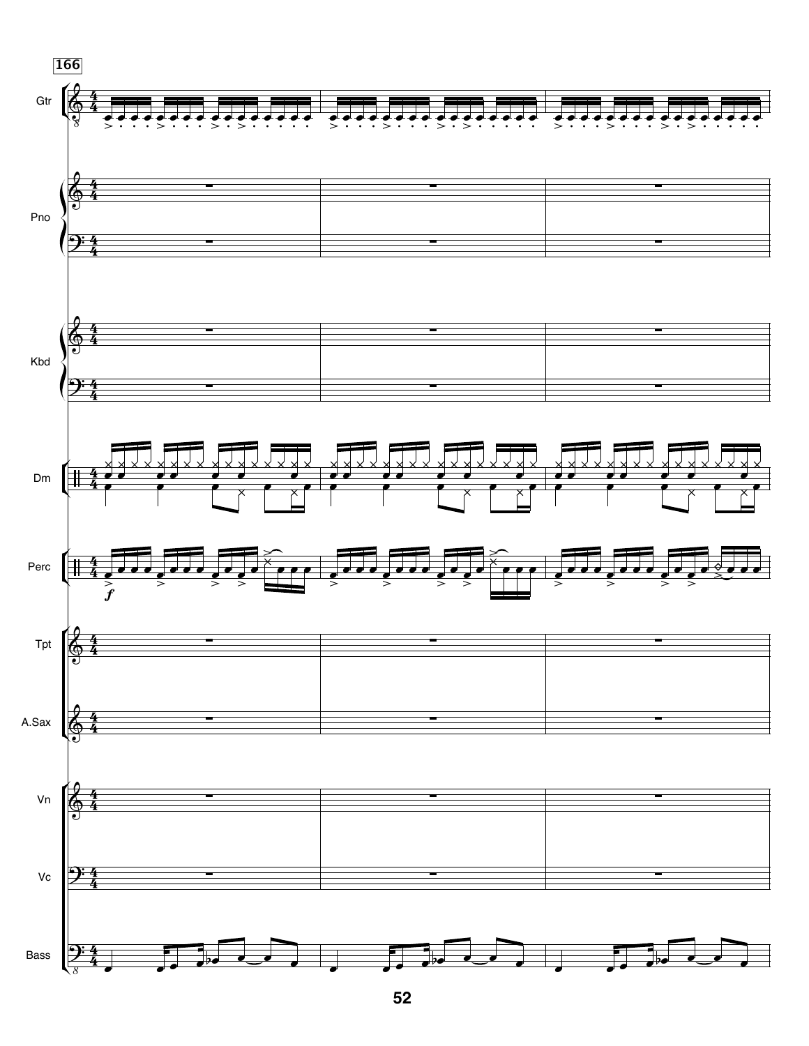**166**

Gtr

Pno

Kbd

Dm

Perc

*f*

Tpt

A.Sax

Vn

Vc

Bass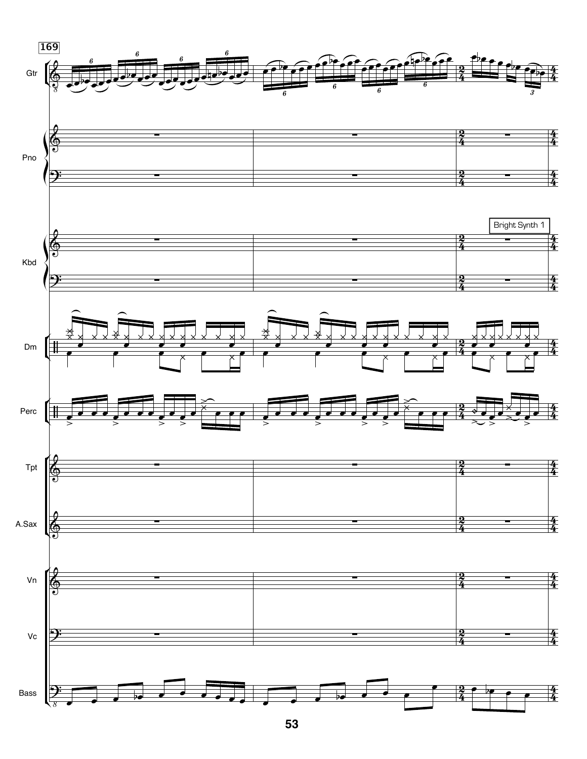169

Gtr

Pno

Bright Synth 1

Kbd

Dm

Perc

Tpt

A.Sax

Vn

Vc

Bass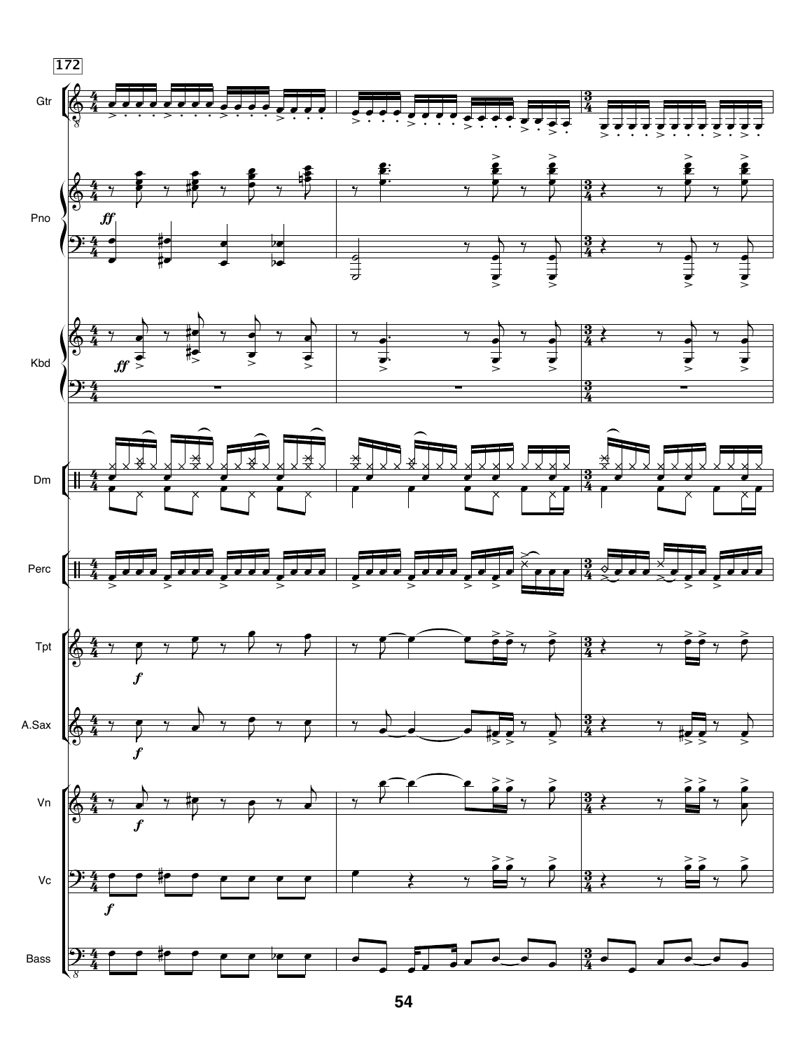172

Gtr

Pno

Kbd

Dm

Perc

Tpt

A.Sax

Vn

Vc

Bass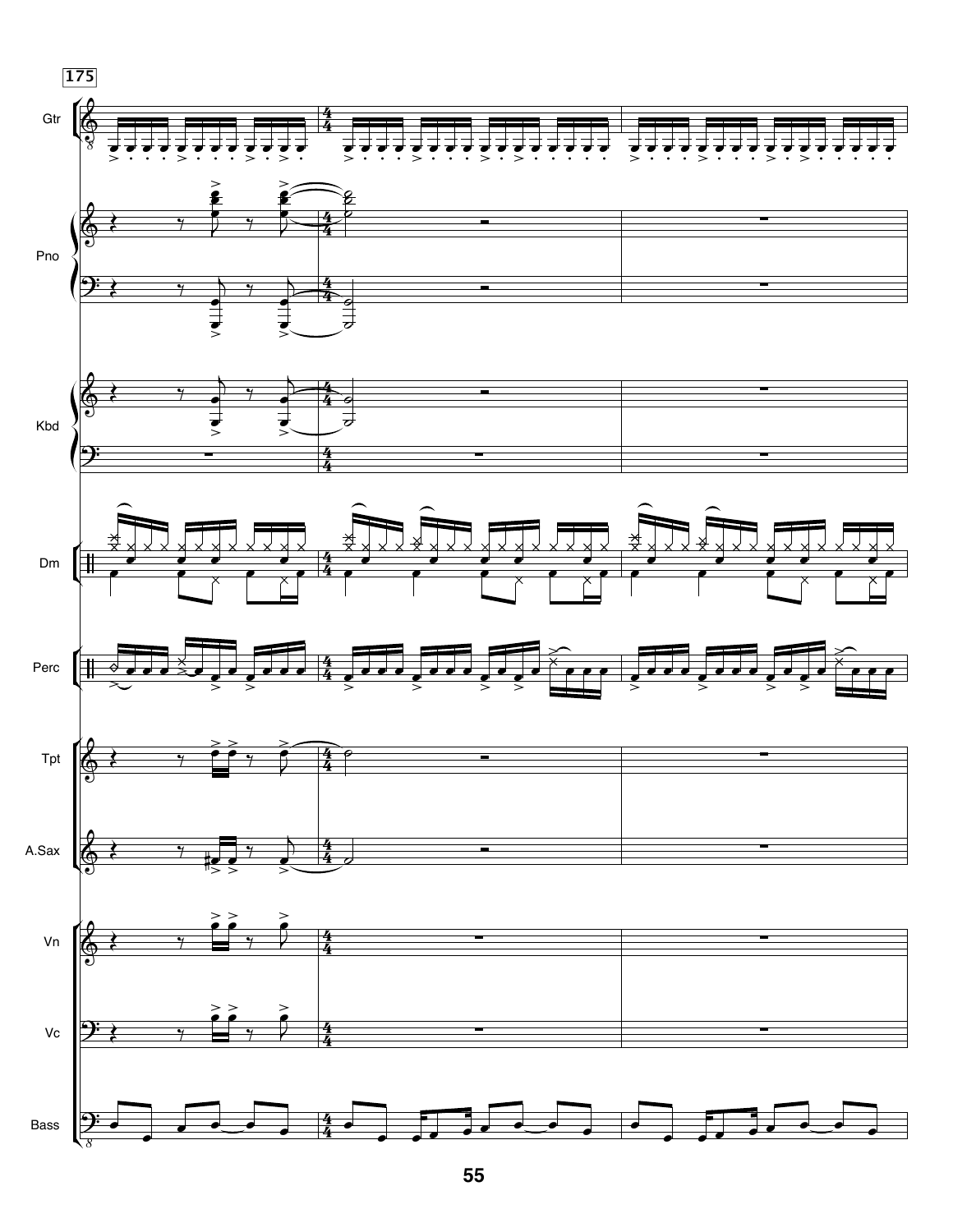175

Gtr

Pno

Kbd

Dm

Perc

Tpt

A.Sax

Vn

Vc

Bass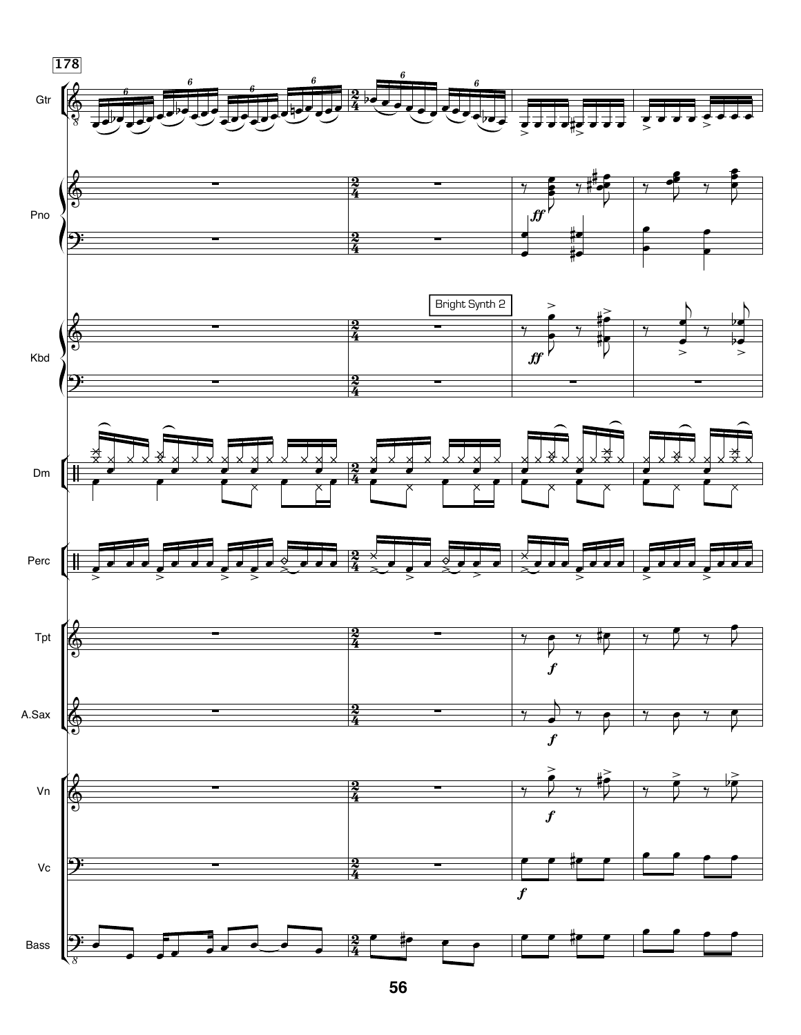178

Gtr

Pno

Kbd

Bright Synth 2

Dm

Perc

Tpt

A.Sax

Vn

Vc

Bass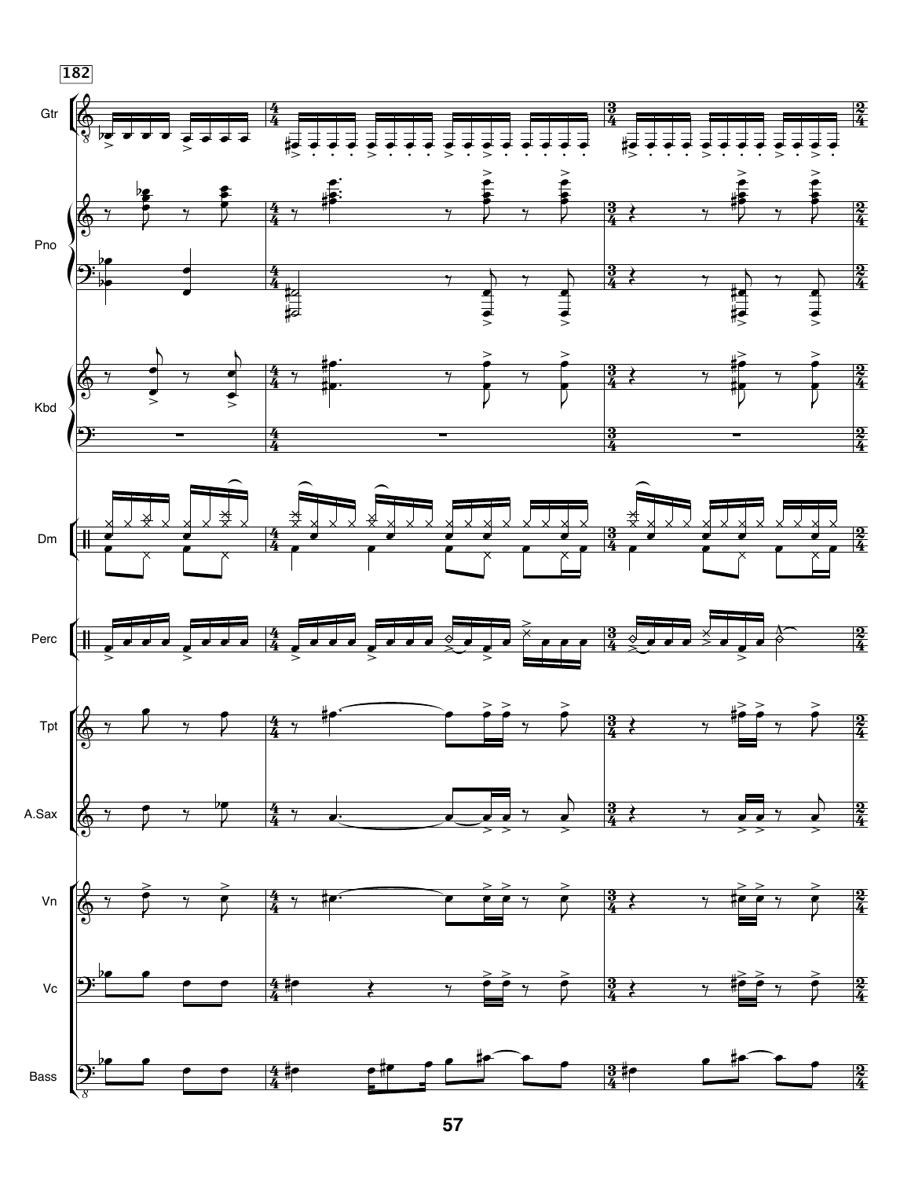182

Gtr

Pno

Kbd

Dm

Perc

Tpt

A.Sax

Vn

Vc

Bass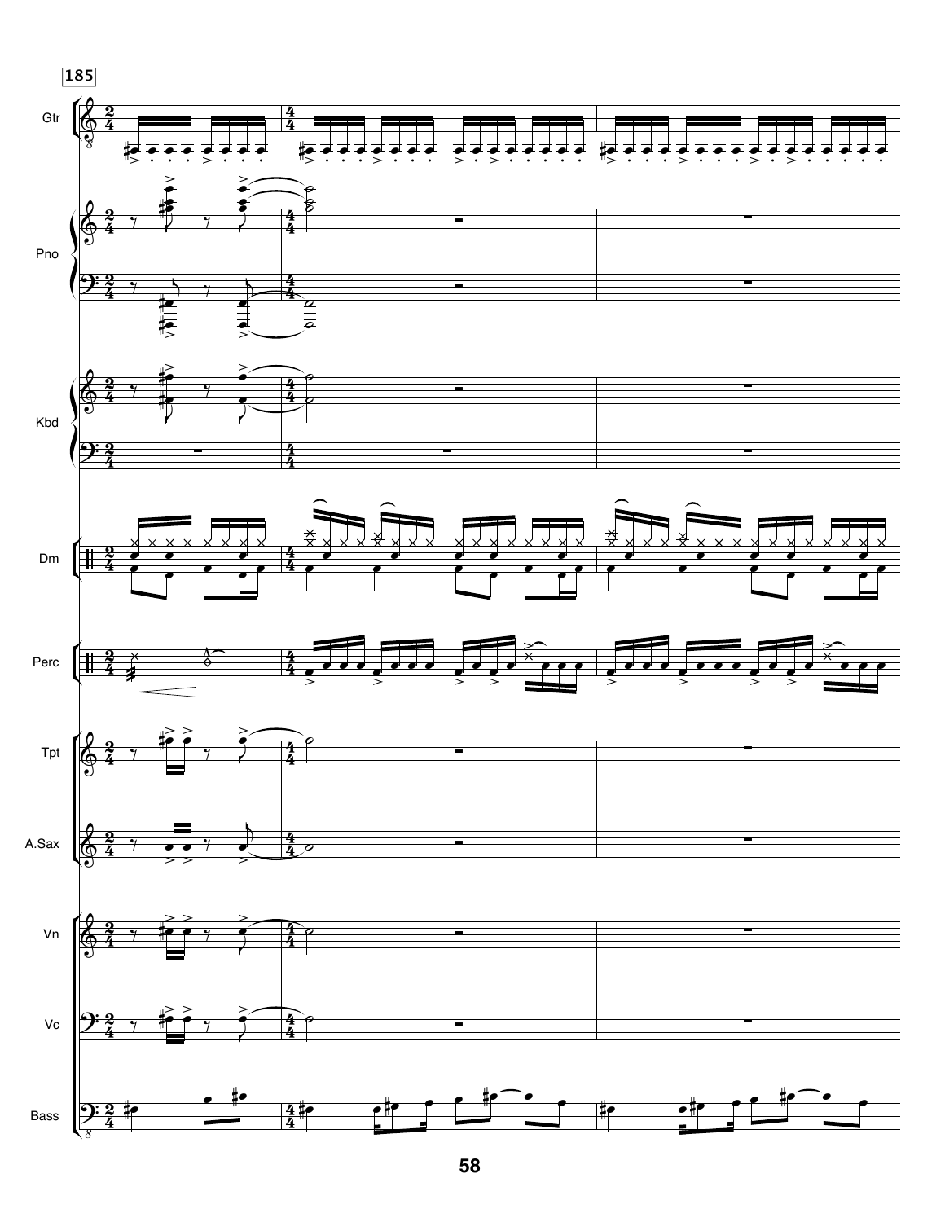185

Gtr

Pno

Kbd

Dm

Perc

Tpt

A.Sax

Vn

Vc

Bass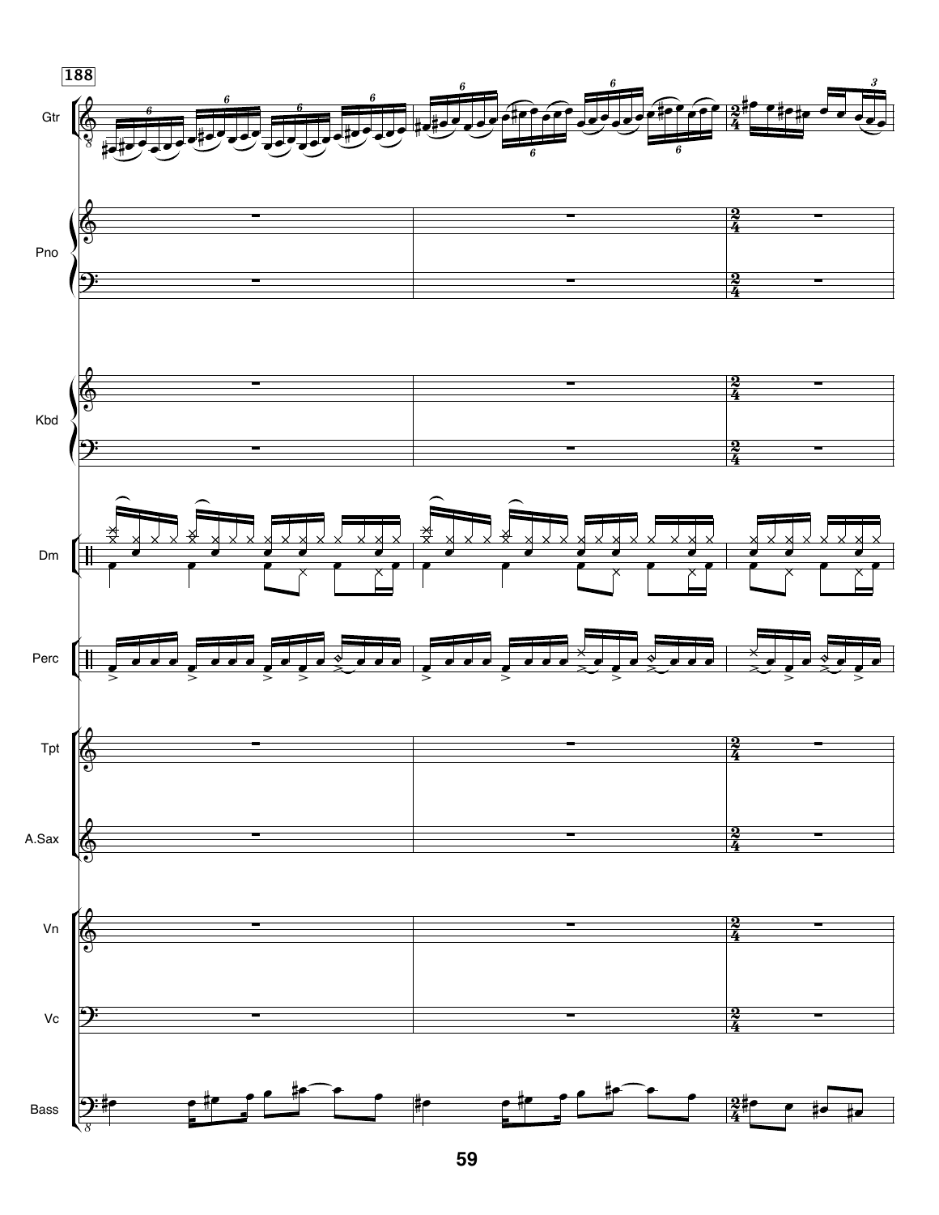**188**

Gtr

Pno

Kbd

Dm

Perc

Tpt

A.Sax

Vn

Vc

Bass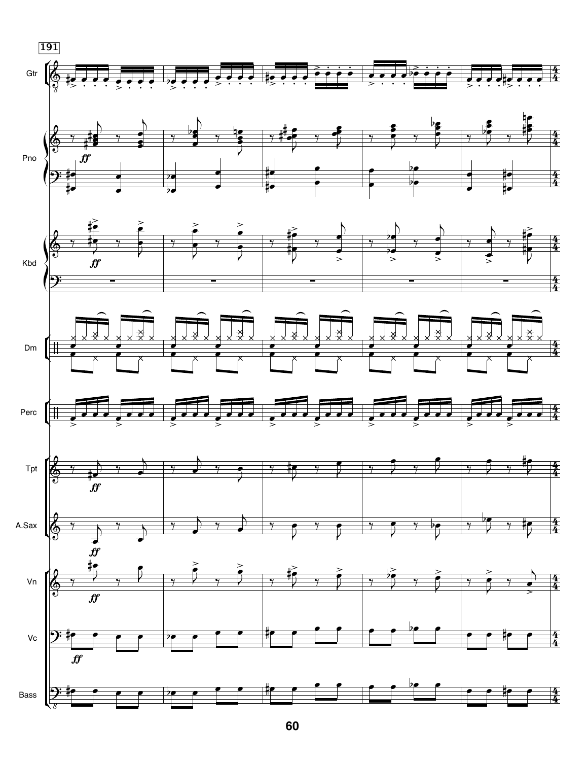**191**

Gtr

Pno

Kbd

Dm

Perc

Tpt

A.Sax

Vn

Vc

Bass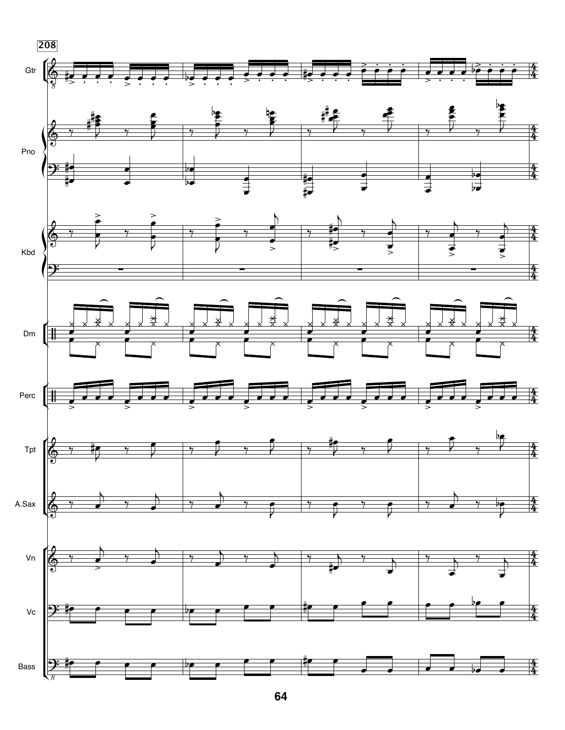208

Gtr

Pno

Kbd

Dm

Perc

Tpt

A.Sax

Vn

Vc

Bass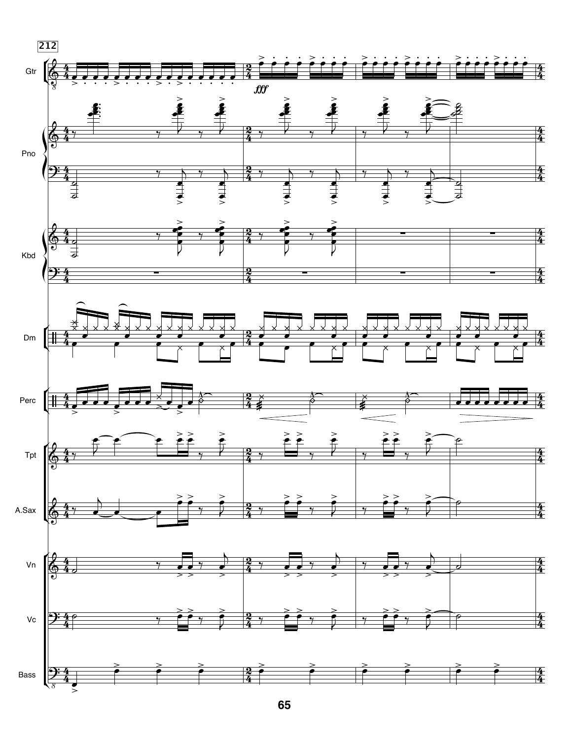212

Gtr

*fff*

Pno

Kbd

Dm

Perc

Tpt

A.Sax

Vn

Vc

Bass